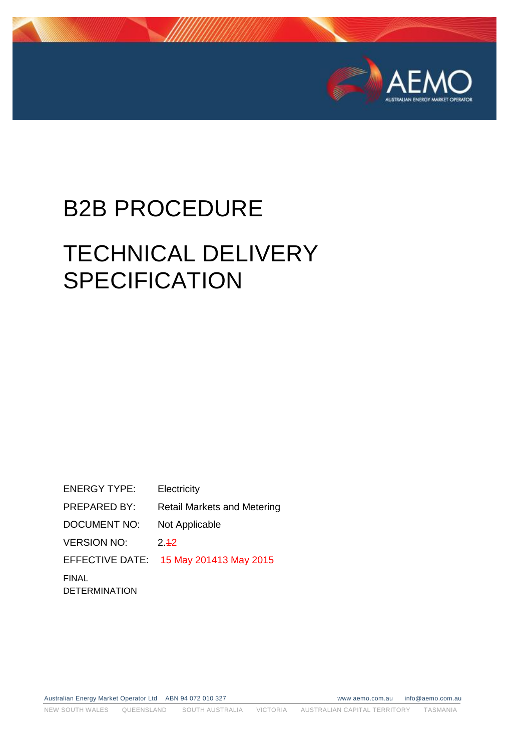# B2B PROCEDURE

# TECHNICAL DELIVERY SPECIFICATION

| | |
|---|---|
| ENERGY TYPE: | Electricity |
| PREPARED BY: | Retail Markets and Metering |
| DOCUMENT NO: | Not Applicable |
| VERSION NO: | 2.~~1~~2 |
| EFFECTIVE DATE: | ~~15 May 2014~~13 May 2015 |
| FINAL DETERMINATION | |

Australian Energy Market Operator Ltd ABN 94 072 010 327 www.aemo.com.au info@aemo.com.au

NEW SOUTH WALES QUEENSLAND SOUTH AUSTRALIA VICTORIA AUSTRALIAN CAPITAL TERRITORY TASMANIA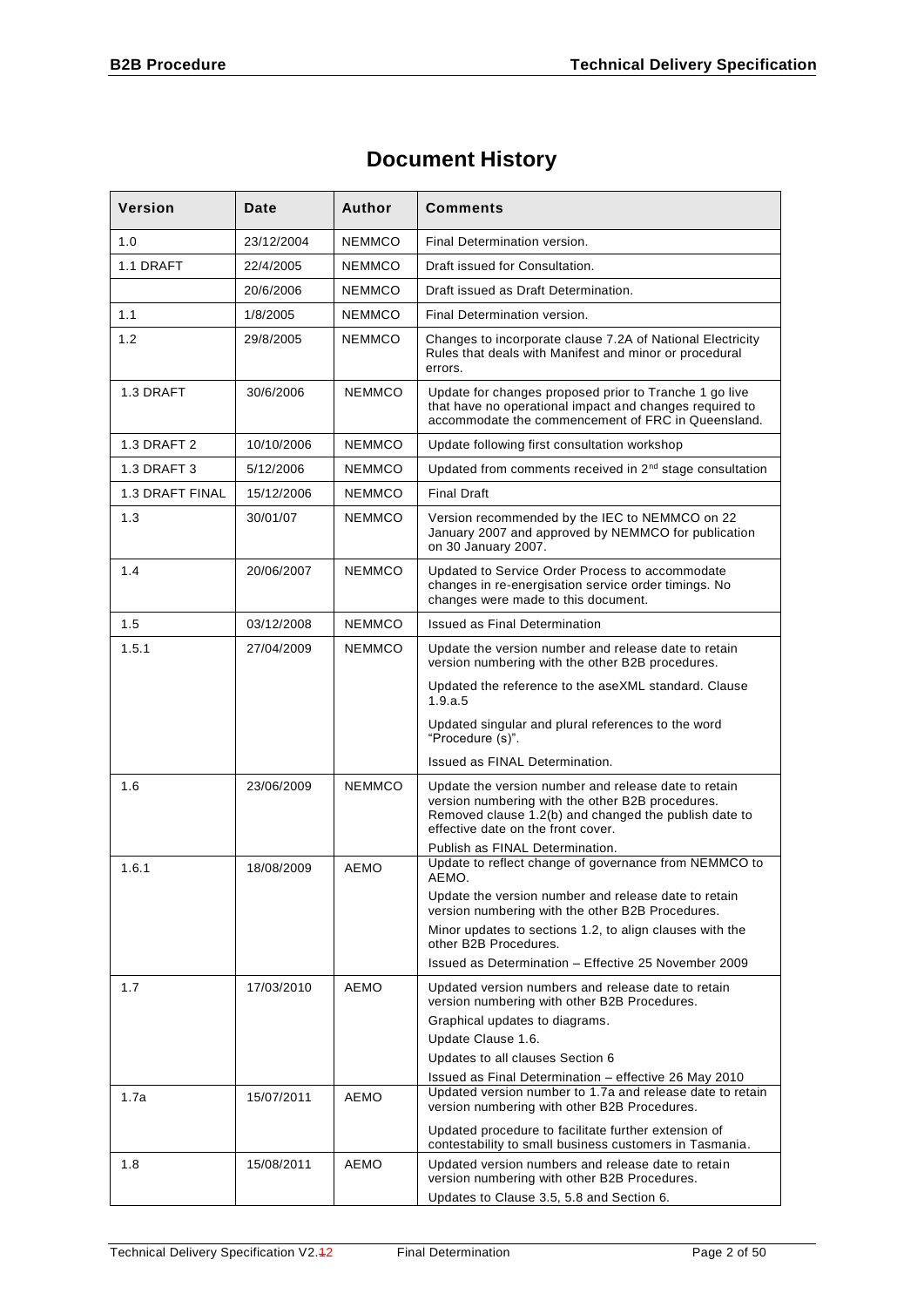# Document History

| Version | Date | Author | Comments |
|---|---|---|---|
| 1.0 | 23/12/2004 | NEMMCO | Final Determination version. |
| 1.1 DRAFT | 22/4/2005 | NEMMCO | Draft issued for Consultation. |
| | 20/6/2006 | NEMMCO | Draft issued as Draft Determination. |
| 1.1 | 1/8/2005 | NEMMCO | Final Determination version. |
| 1.2 | 29/8/2005 | NEMMCO | Changes to incorporate clause 7.2A of National Electricity Rules that deals with Manifest and minor or procedural errors. |
| 1.3 DRAFT | 30/6/2006 | NEMMCO | Update for changes proposed prior to Tranche 1 go live that have no operational impact and changes required to accommodate the commencement of FRC in Queensland. |
| 1.3 DRAFT 2 | 10/10/2006 | NEMMCO | Update following first consultation workshop |
| 1.3 DRAFT 3 | 5/12/2006 | NEMMCO | Updated from comments received in 2nd stage consultation |
| 1.3 DRAFT FINAL | 15/12/2006 | NEMMCO | Final Draft |
| 1.3 | 30/01/07 | NEMMCO | Version recommended by the IEC to NEMMCO on 22 January 2007 and approved by NEMMCO for publication on 30 January 2007. |
| 1.4 | 20/06/2007 | NEMMCO | Updated to Service Order Process to accommodate changes in re-energisation service order timings. No changes were made to this document. |
| 1.5 | 03/12/2008 | NEMMCO | Issued as Final Determination |
| 1.5.1 | 27/04/2009 | NEMMCO | Update the version number and release date to retain version numbering with the other B2B procedures.<br><br>Updated the reference to the aseXML standard. Clause 1.9.a.5<br><br>Updated singular and plural references to the word "Procedure (s)".<br><br>Issued as FINAL Determination. |
| 1.6 | 23/06/2009 | NEMMCO | Update the version number and release date to retain version numbering with the other B2B procedures. Removed clause 1.2(b) and changed the publish date to effective date on the front cover.<br><br>Publish as FINAL Determination. |
| 1.6.1 | 18/08/2009 | AEMO | Update to reflect change of governance from NEMMCO to AEMO.<br><br>Update the version number and release date to retain version numbering with the other B2B Procedures.<br><br>Minor updates to sections 1.2, to align clauses with the other B2B Procedures.<br><br>Issued as Determination – Effective 25 November 2009 |
| 1.7 | 17/03/2010 | AEMO | Updated version numbers and release date to retain version numbering with other B2B Procedures.<br><br>Graphical updates to diagrams.<br><br>Update Clause 1.6.<br><br>Updates to all clauses Section 6<br><br>Issued as Final Determination – effective 26 May 2010 |
| 1.7a | 15/07/2011 | AEMO | Updated version number to 1.7a and release date to retain version numbering with other B2B Procedures.<br><br>Updated procedure to facilitate further extension of contestability to small business customers in Tasmania. |
| 1.8 | 15/08/2011 | AEMO | Updated version numbers and release date to retain version numbering with other B2B Procedures.<br><br>Updates to Clause 3.5, 5.8 and Section 6. |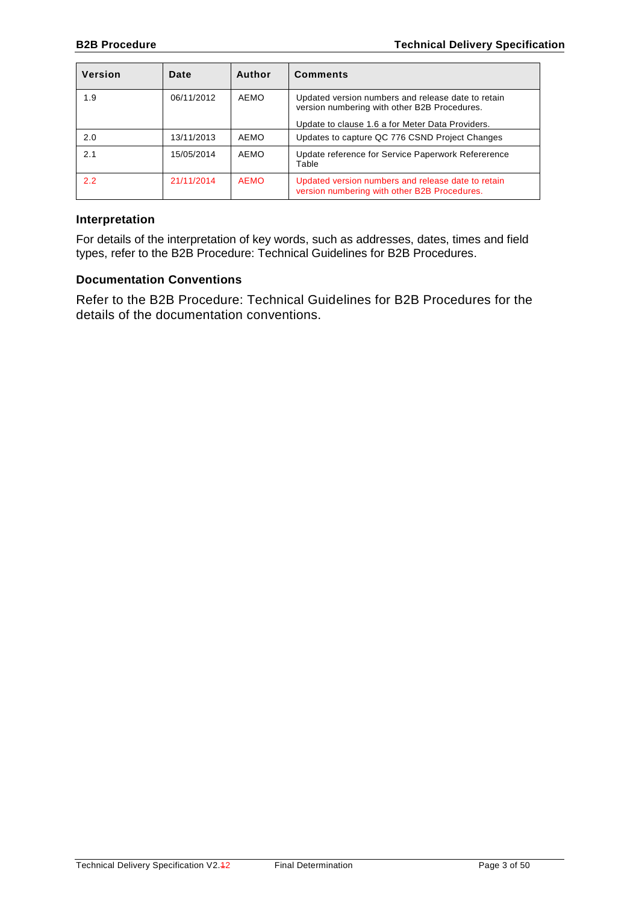| Version | Date | Author | Comments |
|---|---|---|---|
| 1.9 | 06/11/2012 | AEMO | Updated version numbers and release date to retain version numbering with other B2B Procedures.<br><br>Update to clause 1.6 a for Meter Data Providers. |
| 2.0 | 13/11/2013 | AEMO | Updates to capture QC 776 CSND Project Changes |
| 2.1 | 15/05/2014 | AEMO | Update reference for Service Paperwork Refererence Table |
| 2.2 | 21/11/2014 | AEMO | Updated version numbers and release date to retain version numbering with other B2B Procedures. |

### Interpretation

For details of the interpretation of key words, such as addresses, dates, times and field types, refer to the B2B Procedure: Technical Guidelines for B2B Procedures.

### Documentation Conventions

Refer to the B2B Procedure: Technical Guidelines for B2B Procedures for the details of the documentation conventions.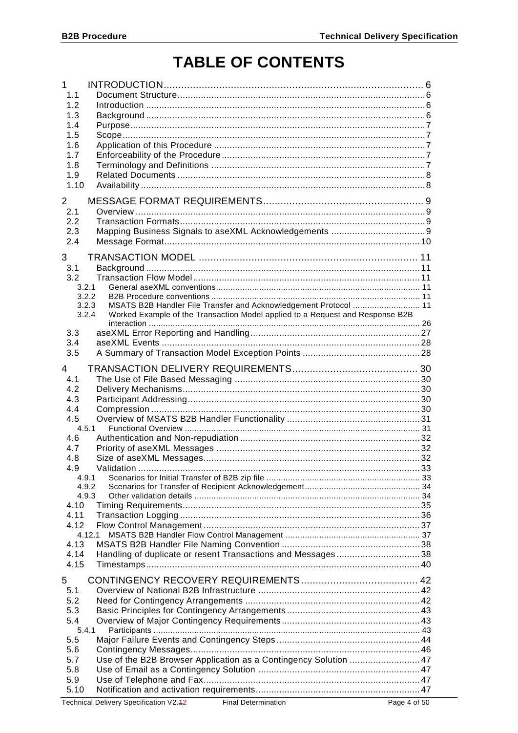# TABLE OF CONTENTS

1 INTRODUCTION .......... 6
- 1.1 Document Structure .......... 6
- 1.2 Introduction .......... 6
- 1.3 Background .......... 6
- 1.4 Purpose .......... 7
- 1.5 Scope .......... 7
- 1.6 Application of this Procedure .......... 7
- 1.7 Enforceability of the Procedure .......... 7
- 1.8 Terminology and Definitions .......... 7
- 1.9 Related Documents .......... 8
- 1.10 Availability .......... 8

2 MESSAGE FORMAT REQUIREMENTS .......... 9
- 2.1 Overview .......... 9
- 2.2 Transaction Formats .......... 9
- 2.3 Mapping Business Signals to aseXML Acknowledgements .......... 9
- 2.4 Message Format .......... 10

3 TRANSACTION MODEL .......... 11
- 3.1 Background .......... 11
- 3.2 Transaction Flow Model .......... 11
  - 3.2.1 General aseXML conventions .......... 11
  - 3.2.2 B2B Procedure conventions .......... 11
  - 3.2.3 MSATS B2B Handler File Transfer and Acknowledgement Protocol .......... 11
  - 3.2.4 Worked Example of the Transaction Model applied to a Request and Response B2B interaction .......... 26
- 3.3 aseXML Error Reporting and Handling .......... 27
- 3.4 aseXML Events .......... 28
- 3.5 A Summary of Transaction Model Exception Points .......... 28

4 TRANSACTION DELIVERY REQUIREMENTS .......... 30
- 4.1 The Use of File Based Messaging .......... 30
- 4.2 Delivery Mechanisms .......... 30
- 4.3 Participant Addressing .......... 30
- 4.4 Compression .......... 30
- 4.5 Overview of MSATS B2B Handler Functionality .......... 31
  - 4.5.1 Functional Overview .......... 31
- 4.6 Authentication and Non-repudiation .......... 32
- 4.7 Priority of aseXML Messages .......... 32
- 4.8 Size of aseXML Messages .......... 32
- 4.9 Validation .......... 33
  - 4.9.1 Scenarios for Initial Transfer of B2B zip file .......... 33
  - 4.9.2 Scenarios for Transfer of Recipient Acknowledgement .......... 34
  - 4.9.3 Other validation details .......... 34
- 4.10 Timing Requirements .......... 35
- 4.11 Transaction Logging .......... 36
- 4.12 Flow Control Management .......... 37
  - 4.12.1 MSATS B2B Handler Flow Control Management .......... 37
- 4.13 MSATS B2B Handler File Naming Convention .......... 38
- 4.14 Handling of duplicate or resent Transactions and Messages .......... 38
- 4.15 Timestamps .......... 40

5 CONTINGENCY RECOVERY REQUIREMENTS .......... 42
- 5.1 Overview of National B2B Infrastructure .......... 42
- 5.2 Need for Contingency Arrangements .......... 42
- 5.3 Basic Principles for Contingency Arrangements .......... 43
- 5.4 Overview of Major Contingency Requirements .......... 43
  - 5.4.1 Participants .......... 43
- 5.5 Major Failure Events and Contingency Steps .......... 44
- 5.6 Contingency Messages .......... 46
- 5.7 Use of the B2B Browser Application as a Contingency Solution .......... 47
- 5.8 Use of Email as a Contingency Solution .......... 47
- 5.9 Use of Telephone and Fax .......... 47
- 5.10 Notification and activation requirements .......... 47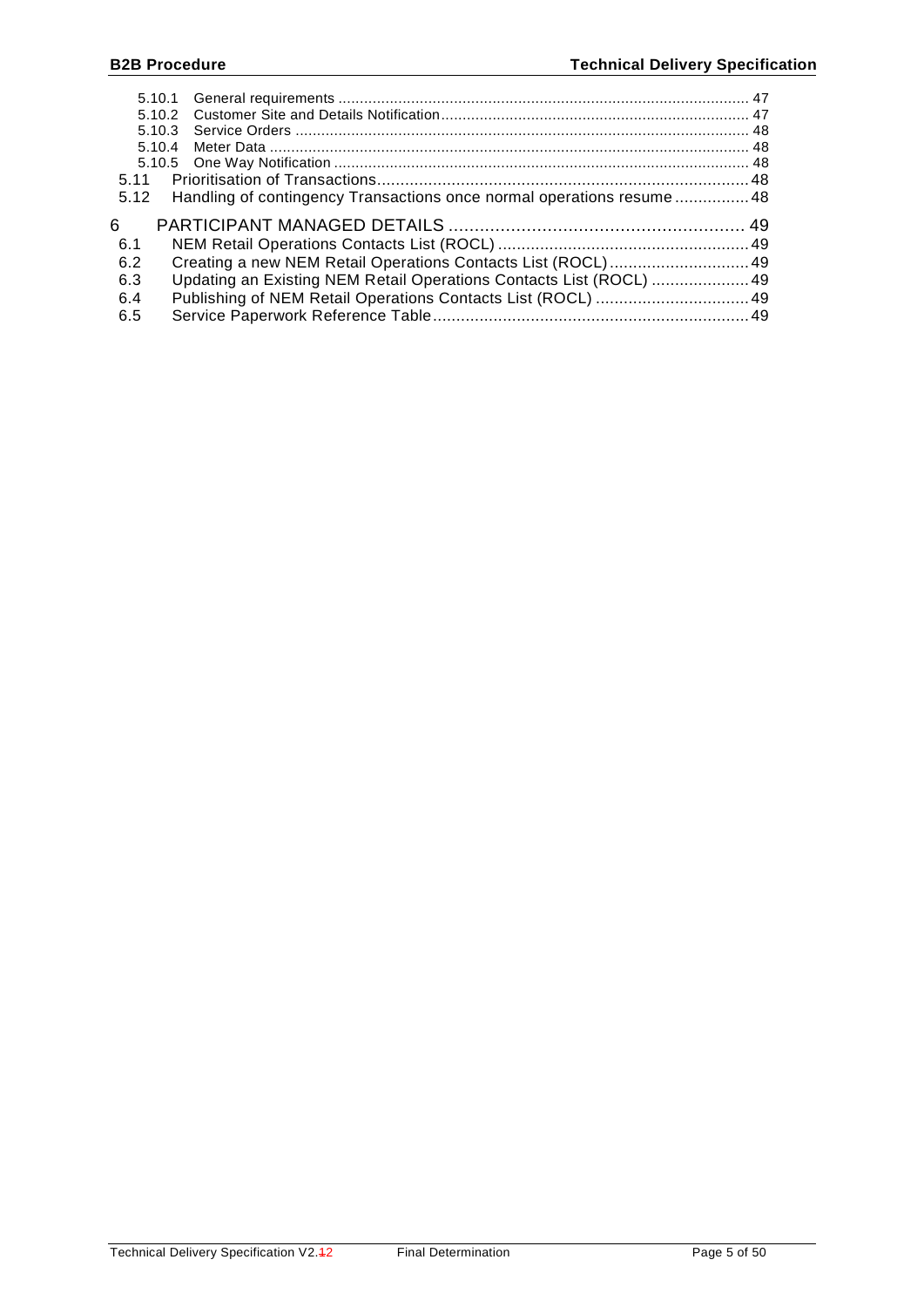5.10.1 General requirements ........ 47
5.10.2 Customer Site and Details Notification ........ 47
5.10.3 Service Orders ........ 48
5.10.4 Meter Data ........ 48
5.10.5 One Way Notification ........ 48
5.11 Prioritisation of Transactions ........ 48
5.12 Handling of contingency Transactions once normal operations resume ........ 48

6 PARTICIPANT MANAGED DETAILS ........ 49
6.1 NEM Retail Operations Contacts List (ROCL) ........ 49
6.2 Creating a new NEM Retail Operations Contacts List (ROCL) ........ 49
6.3 Updating an Existing NEM Retail Operations Contacts List (ROCL) ........ 49
6.4 Publishing of NEM Retail Operations Contacts List (ROCL) ........ 49
6.5 Service Paperwork Reference Table ........ 49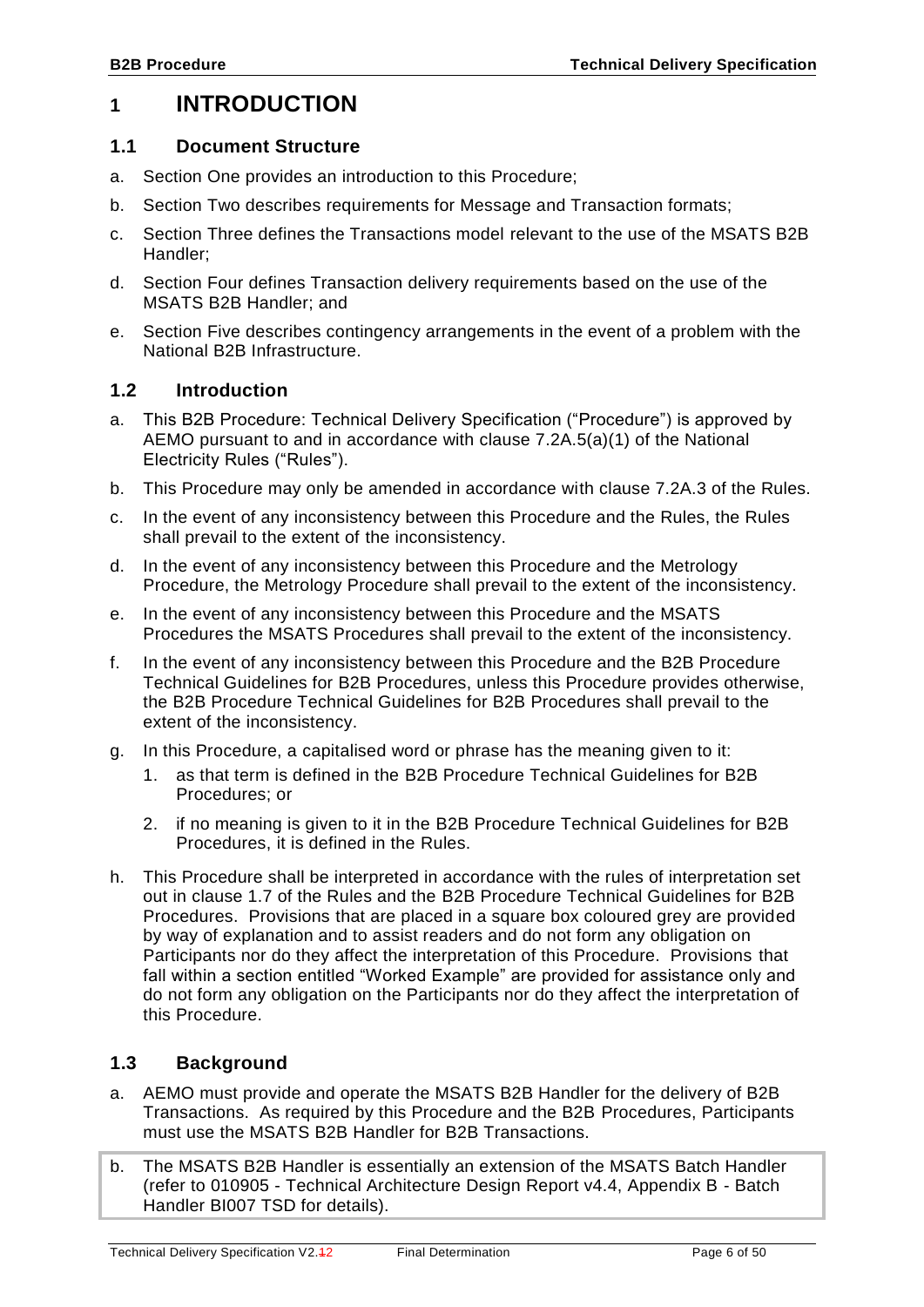# 1 INTRODUCTION

## 1.1 Document Structure

a. Section One provides an introduction to this Procedure;

b. Section Two describes requirements for Message and Transaction formats;

c. Section Three defines the Transactions model relevant to the use of the MSATS B2B Handler;

d. Section Four defines Transaction delivery requirements based on the use of the MSATS B2B Handler; and

e. Section Five describes contingency arrangements in the event of a problem with the National B2B Infrastructure.

## 1.2 Introduction

a. This B2B Procedure: Technical Delivery Specification ("Procedure") is approved by AEMO pursuant to and in accordance with clause 7.2A.5(a)(1) of the National Electricity Rules ("Rules").

b. This Procedure may only be amended in accordance with clause 7.2A.3 of the Rules.

c. In the event of any inconsistency between this Procedure and the Rules, the Rules shall prevail to the extent of the inconsistency.

d. In the event of any inconsistency between this Procedure and the Metrology Procedure, the Metrology Procedure shall prevail to the extent of the inconsistency.

e. In the event of any inconsistency between this Procedure and the MSATS Procedures the MSATS Procedures shall prevail to the extent of the inconsistency.

f. In the event of any inconsistency between this Procedure and the B2B Procedure Technical Guidelines for B2B Procedures, unless this Procedure provides otherwise, the B2B Procedure Technical Guidelines for B2B Procedures shall prevail to the extent of the inconsistency.

g. In this Procedure, a capitalised word or phrase has the meaning given to it:

   1. as that term is defined in the B2B Procedure Technical Guidelines for B2B Procedures; or

   2. if no meaning is given to it in the B2B Procedure Technical Guidelines for B2B Procedures, it is defined in the Rules.

h. This Procedure shall be interpreted in accordance with the rules of interpretation set out in clause 1.7 of the Rules and the B2B Procedure Technical Guidelines for B2B Procedures. Provisions that are placed in a square box coloured grey are provided by way of explanation and to assist readers and do not form any obligation on Participants nor do they affect the interpretation of this Procedure. Provisions that fall within a section entitled "Worked Example" are provided for assistance only and do not form any obligation on the Participants nor do they affect the interpretation of this Procedure.

## 1.3 Background

a. AEMO must provide and operate the MSATS B2B Handler for the delivery of B2B Transactions. As required by this Procedure and the B2B Procedures, Participants must use the MSATS B2B Handler for B2B Transactions.

b. The MSATS B2B Handler is essentially an extension of the MSATS Batch Handler (refer to 010905 - Technical Architecture Design Report v4.4, Appendix B - Batch Handler BI007 TSD for details).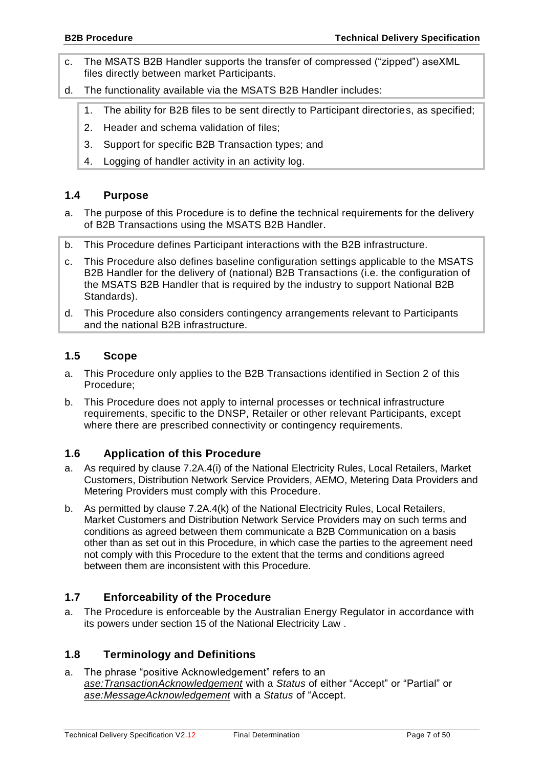c. The MSATS B2B Handler supports the transfer of compressed ("zipped") aseXML files directly between market Participants.

d. The functionality available via the MSATS B2B Handler includes:

   1. The ability for B2B files to be sent directly to Participant directories, as specified;
   2. Header and schema validation of files;
   3. Support for specific B2B Transaction types; and
   4. Logging of handler activity in an activity log.

## 1.4 Purpose

a. The purpose of this Procedure is to define the technical requirements for the delivery of B2B Transactions using the MSATS B2B Handler.

b. This Procedure defines Participant interactions with the B2B infrastructure.

c. This Procedure also defines baseline configuration settings applicable to the MSATS B2B Handler for the delivery of (national) B2B Transactions (i.e. the configuration of the MSATS B2B Handler that is required by the industry to support National B2B Standards).

d. This Procedure also considers contingency arrangements relevant to Participants and the national B2B infrastructure.

## 1.5 Scope

a. This Procedure only applies to the B2B Transactions identified in Section 2 of this Procedure;

b. This Procedure does not apply to internal processes or technical infrastructure requirements, specific to the DNSP, Retailer or other relevant Participants, except where there are prescribed connectivity or contingency requirements.

## 1.6 Application of this Procedure

a. As required by clause 7.2A.4(i) of the National Electricity Rules, Local Retailers, Market Customers, Distribution Network Service Providers, AEMO, Metering Data Providers and Metering Providers must comply with this Procedure.

b. As permitted by clause 7.2A.4(k) of the National Electricity Rules, Local Retailers, Market Customers and Distribution Network Service Providers may on such terms and conditions as agreed between them communicate a B2B Communication on a basis other than as set out in this Procedure, in which case the parties to the agreement need not comply with this Procedure to the extent that the terms and conditions agreed between them are inconsistent with this Procedure.

## 1.7 Enforceability of the Procedure

a. The Procedure is enforceable by the Australian Energy Regulator in accordance with its powers under section 15 of the National Electricity Law .

## 1.8 Terminology and Definitions

a. The phrase "positive Acknowledgement" refers to an *ase:TransactionAcknowledgement* with a *Status* of either "Accept" or "Partial" or *ase:MessageAcknowledgement* with a *Status* of "Accept.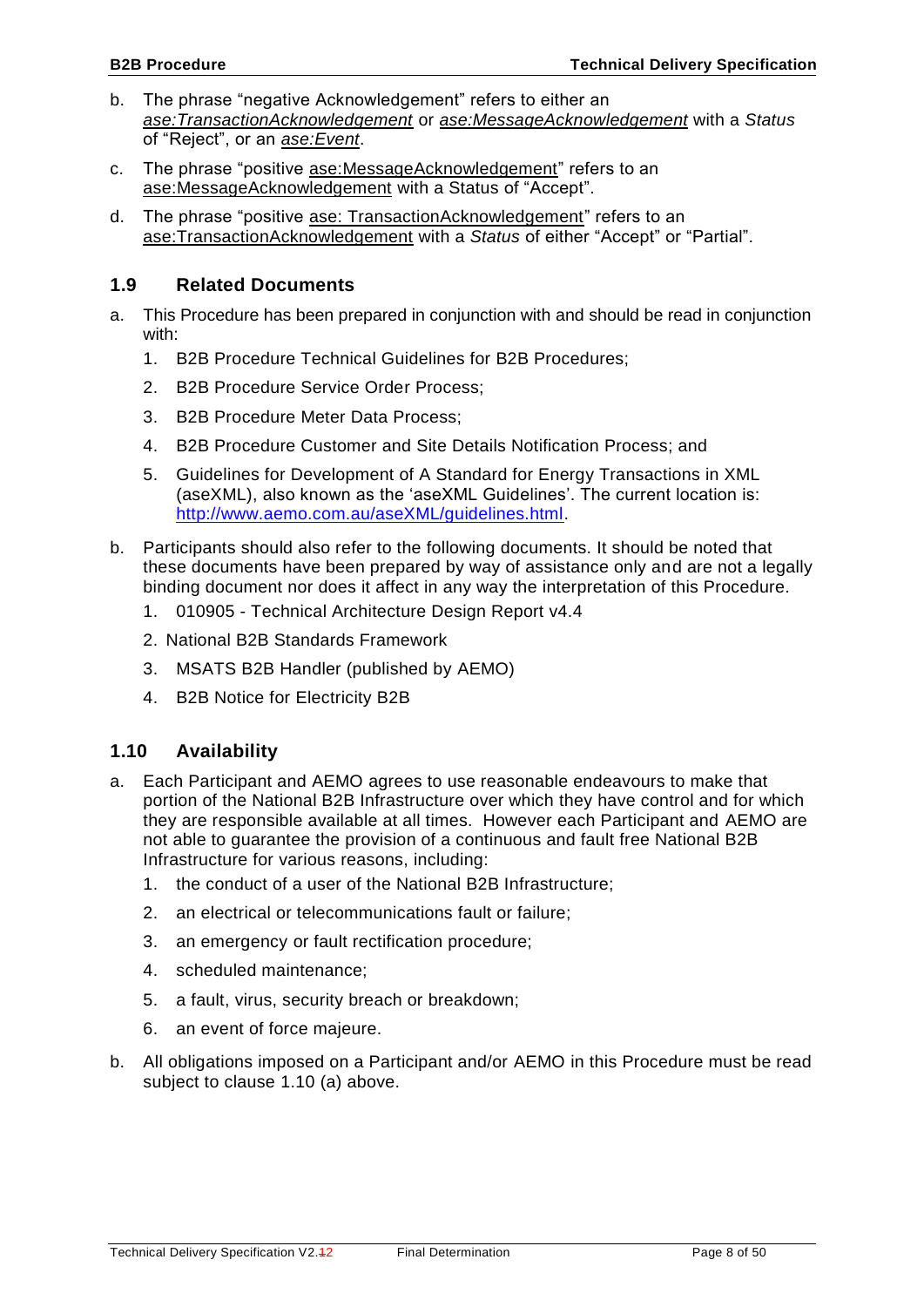b. The phrase "negative Acknowledgement" refers to either an *ase:TransactionAcknowledgement* or *ase:MessageAcknowledgement* with a *Status* of "Reject", or an *ase:Event*.

c. The phrase "positive ase:MessageAcknowledgement" refers to an ase:MessageAcknowledgement with a Status of "Accept".

d. The phrase "positive ase: TransactionAcknowledgement" refers to an ase:TransactionAcknowledgement with a *Status* of either "Accept" or "Partial".

## 1.9 Related Documents

a. This Procedure has been prepared in conjunction with and should be read in conjunction with:

   1. B2B Procedure Technical Guidelines for B2B Procedures;
   2. B2B Procedure Service Order Process;
   3. B2B Procedure Meter Data Process;
   4. B2B Procedure Customer and Site Details Notification Process; and
   5. Guidelines for Development of A Standard for Energy Transactions in XML (aseXML), also known as the 'aseXML Guidelines'. The current location is: http://www.aemo.com.au/aseXML/guidelines.html.

b. Participants should also refer to the following documents. It should be noted that these documents have been prepared by way of assistance only and are not a legally binding document nor does it affect in any way the interpretation of this Procedure.

   1. 010905 - Technical Architecture Design Report v4.4
   2. National B2B Standards Framework
   3. MSATS B2B Handler (published by AEMO)
   4. B2B Notice for Electricity B2B

## 1.10 Availability

a. Each Participant and AEMO agrees to use reasonable endeavours to make that portion of the National B2B Infrastructure over which they have control and for which they are responsible available at all times. However each Participant and AEMO are not able to guarantee the provision of a continuous and fault free National B2B Infrastructure for various reasons, including:

   1. the conduct of a user of the National B2B Infrastructure;
   2. an electrical or telecommunications fault or failure;
   3. an emergency or fault rectification procedure;
   4. scheduled maintenance;
   5. a fault, virus, security breach or breakdown;
   6. an event of force majeure.

b. All obligations imposed on a Participant and/or AEMO in this Procedure must be read subject to clause 1.10 (a) above.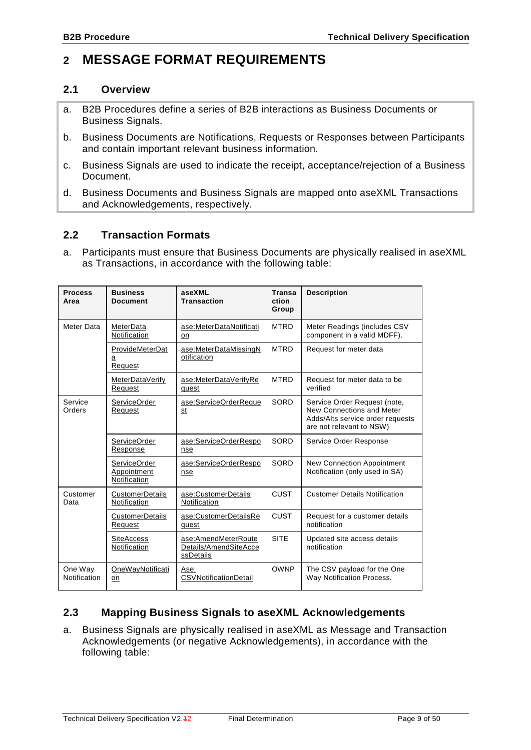# 2 MESSAGE FORMAT REQUIREMENTS

## 2.1 Overview

a. B2B Procedures define a series of B2B interactions as Business Documents or Business Signals.

b. Business Documents are Notifications, Requests or Responses between Participants and contain important relevant business information.

c. Business Signals are used to indicate the receipt, acceptance/rejection of a Business Document.

d. Business Documents and Business Signals are mapped onto aseXML Transactions and Acknowledgements, respectively.

## 2.2 Transaction Formats

a. Participants must ensure that Business Documents are physically realised in aseXML as Transactions, in accordance with the following table:

| Process Area | Business Document | aseXML Transaction | Transaction Group | Description |
|---|---|---|---|---|
| Meter Data | MeterData Notification | ase:MeterDataNotification | MTRD | Meter Readings (includes CSV component in a valid MDFF). |
| | ProvideMeterData Request | ase:MeterDataMissingNotification | MTRD | Request for meter data |
| | MeterDataVerify Request | ase:MeterDataVerifyRequest | MTRD | Request for meter data to be verified |
| Service Orders | ServiceOrder Request | ase:ServiceOrderRequest | SORD | Service Order Request (note, New Connections and Meter Adds/Alts service order requests are not relevant to NSW) |
| | ServiceOrder Response | ase:ServiceOrderResponse | SORD | Service Order Response |
| | ServiceOrder Appointment Notification | ase:ServiceOrderResponse | SORD | New Connection Appointment Notification (only used in SA) |
| Customer Data | CustomerDetails Notification | ase:CustomerDetails Notification | CUST | Customer Details Notification |
| | CustomerDetails Request | ase:CustomerDetailsRequest | CUST | Request for a customer details notification |
| | SiteAccess Notification | ase:AmendMeterRoute Details/AmendSiteAccessDetails | SITE | Updated site access details notification |
| One Way Notification | OneWayNotification | Ase: CSVNotificationDetail | OWNP | The CSV payload for the One Way Notification Process. |

## 2.3 Mapping Business Signals to aseXML Acknowledgements

a. Business Signals are physically realised in aseXML as Message and Transaction Acknowledgements (or negative Acknowledgements), in accordance with the following table: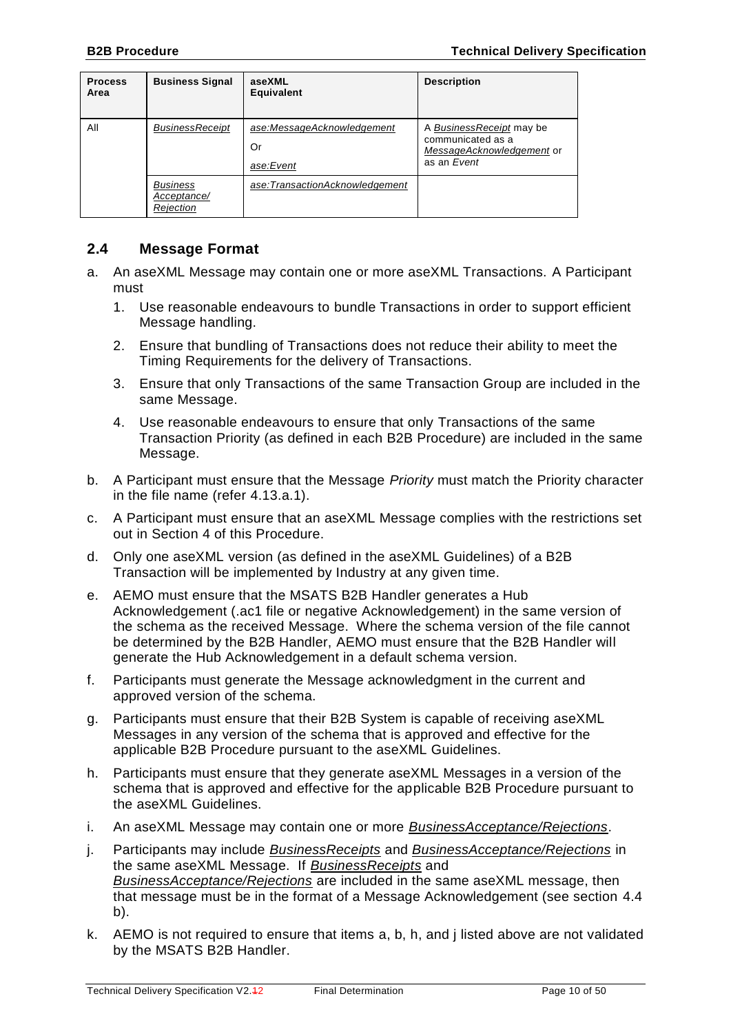| Process Area | Business Signal | aseXML Equivalent | Description |
|---|---|---|---|
| All | *BusinessReceipt* | *ase:MessageAcknowledgement*<br>Or<br>*ase:Event* | A *BusinessReceipt* may be communicated as a *MessageAcknowledgement* or as an *Event* |
| | *Business Acceptance/ Rejection* | *ase:TransactionAcknowledgement* | |

## 2.4 Message Format

a. An aseXML Message may contain one or more aseXML Transactions. A Participant must

   1. Use reasonable endeavours to bundle Transactions in order to support efficient Message handling.

   2. Ensure that bundling of Transactions does not reduce their ability to meet the Timing Requirements for the delivery of Transactions.

   3. Ensure that only Transactions of the same Transaction Group are included in the same Message.

   4. Use reasonable endeavours to ensure that only Transactions of the same Transaction Priority (as defined in each B2B Procedure) are included in the same Message.

b. A Participant must ensure that the Message *Priority* must match the Priority character in the file name (refer 4.13.a.1).

c. A Participant must ensure that an aseXML Message complies with the restrictions set out in Section 4 of this Procedure.

d. Only one aseXML version (as defined in the aseXML Guidelines) of a B2B Transaction will be implemented by Industry at any given time.

e. AEMO must ensure that the MSATS B2B Handler generates a Hub Acknowledgement (.ac1 file or negative Acknowledgement) in the same version of the schema as the received Message. Where the schema version of the file cannot be determined by the B2B Handler, AEMO must ensure that the B2B Handler will generate the Hub Acknowledgement in a default schema version.

f. Participants must generate the Message acknowledgment in the current and approved version of the schema.

g. Participants must ensure that their B2B System is capable of receiving aseXML Messages in any version of the schema that is approved and effective for the applicable B2B Procedure pursuant to the aseXML Guidelines.

h. Participants must ensure that they generate aseXML Messages in a version of the schema that is approved and effective for the applicable B2B Procedure pursuant to the aseXML Guidelines.

i. An aseXML Message may contain one or more *BusinessAcceptance/Rejections*.

j. Participants may include *BusinessReceipts* and *BusinessAcceptance/Rejections* in the same aseXML Message. If *BusinessReceipts* and *BusinessAcceptance/Rejections* are included in the same aseXML message, then that message must be in the format of a Message Acknowledgement (see section 4.4 b).

k. AEMO is not required to ensure that items a, b, h, and j listed above are not validated by the MSATS B2B Handler.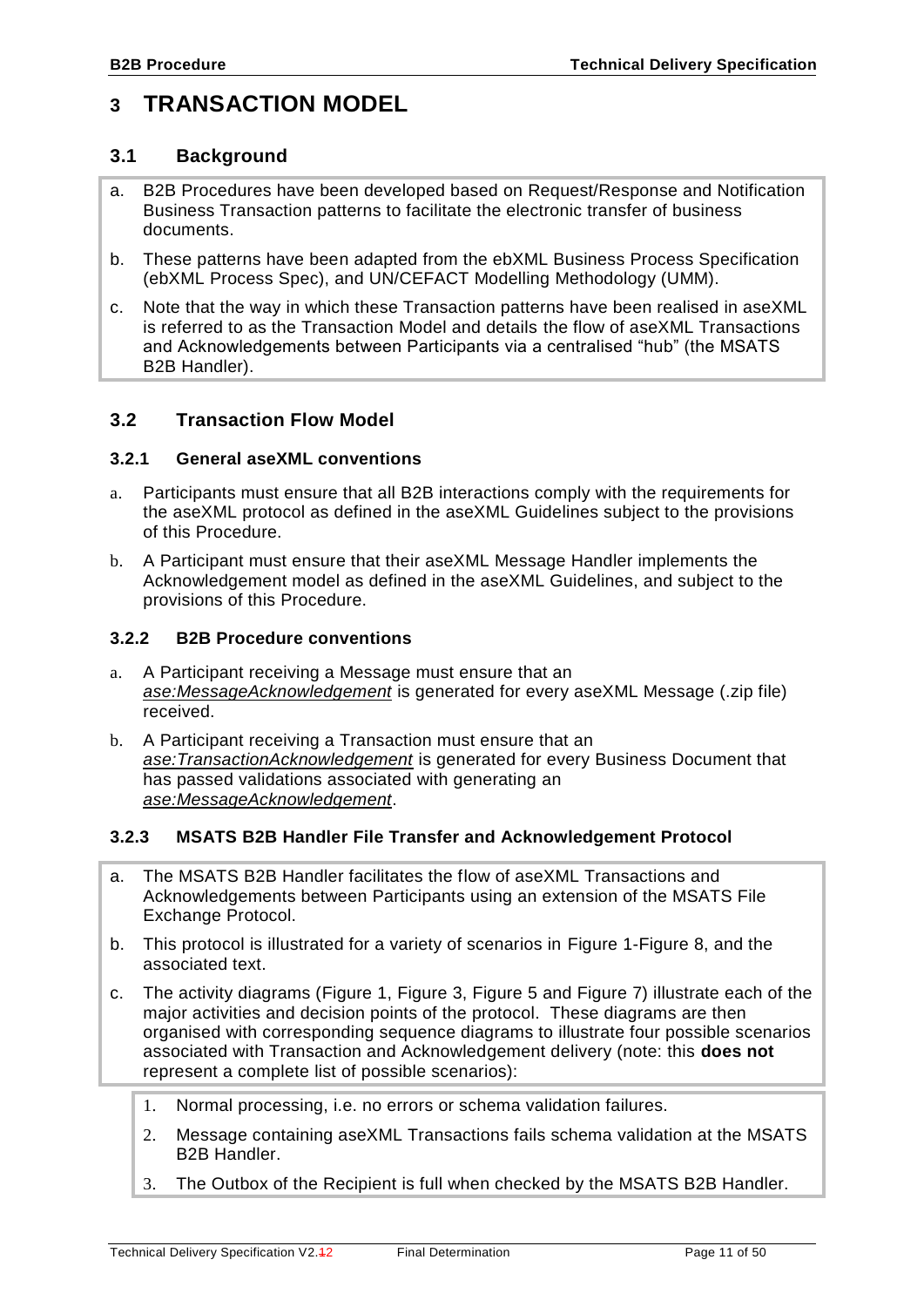# 3 TRANSACTION MODEL

## 3.1 Background

a. B2B Procedures have been developed based on Request/Response and Notification Business Transaction patterns to facilitate the electronic transfer of business documents.

b. These patterns have been adapted from the ebXML Business Process Specification (ebXML Process Spec), and UN/CEFACT Modelling Methodology (UMM).

c. Note that the way in which these Transaction patterns have been realised in aseXML is referred to as the Transaction Model and details the flow of aseXML Transactions and Acknowledgements between Participants via a centralised "hub" (the MSATS B2B Handler).

## 3.2 Transaction Flow Model

### 3.2.1 General aseXML conventions

a. Participants must ensure that all B2B interactions comply with the requirements for the aseXML protocol as defined in the aseXML Guidelines subject to the provisions of this Procedure.

b. A Participant must ensure that their aseXML Message Handler implements the Acknowledgement model as defined in the aseXML Guidelines, and subject to the provisions of this Procedure.

### 3.2.2 B2B Procedure conventions

a. A Participant receiving a Message must ensure that an *ase:MessageAcknowledgement* is generated for every aseXML Message (.zip file) received.

b. A Participant receiving a Transaction must ensure that an *ase:TransactionAcknowledgement* is generated for every Business Document that has passed validations associated with generating an *ase:MessageAcknowledgement*.

### 3.2.3 MSATS B2B Handler File Transfer and Acknowledgement Protocol

a. The MSATS B2B Handler facilitates the flow of aseXML Transactions and Acknowledgements between Participants using an extension of the MSATS File Exchange Protocol.

b. This protocol is illustrated for a variety of scenarios in Figure 1-Figure 8, and the associated text.

c. The activity diagrams (Figure 1, Figure 3, Figure 5 and Figure 7) illustrate each of the major activities and decision points of the protocol. These diagrams are then organised with corresponding sequence diagrams to illustrate four possible scenarios associated with Transaction and Acknowledgement delivery (note: this **does not** represent a complete list of possible scenarios):

   1. Normal processing, i.e. no errors or schema validation failures.
   2. Message containing aseXML Transactions fails schema validation at the MSATS B2B Handler.
   3. The Outbox of the Recipient is full when checked by the MSATS B2B Handler.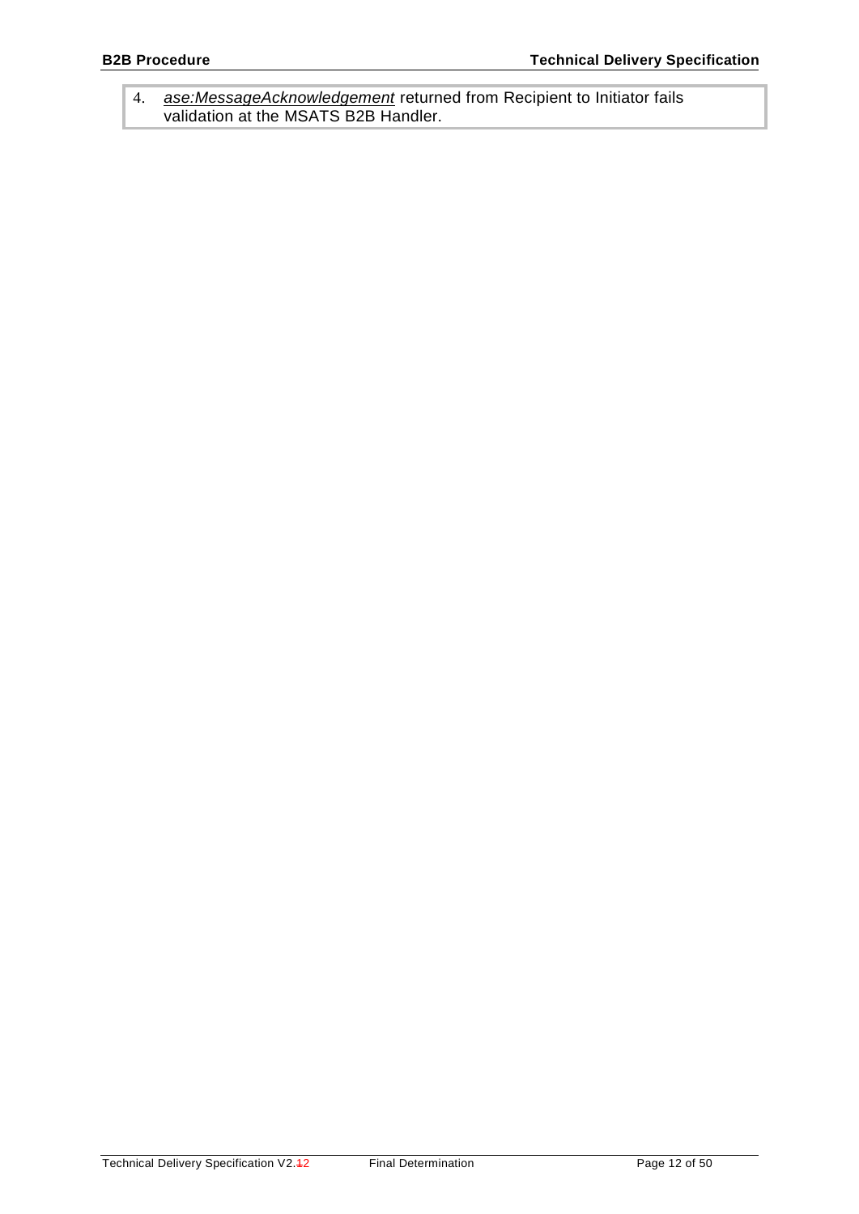4. *ase:MessageAcknowledgement* returned from Recipient to Initiator fails validation at the MSATS B2B Handler.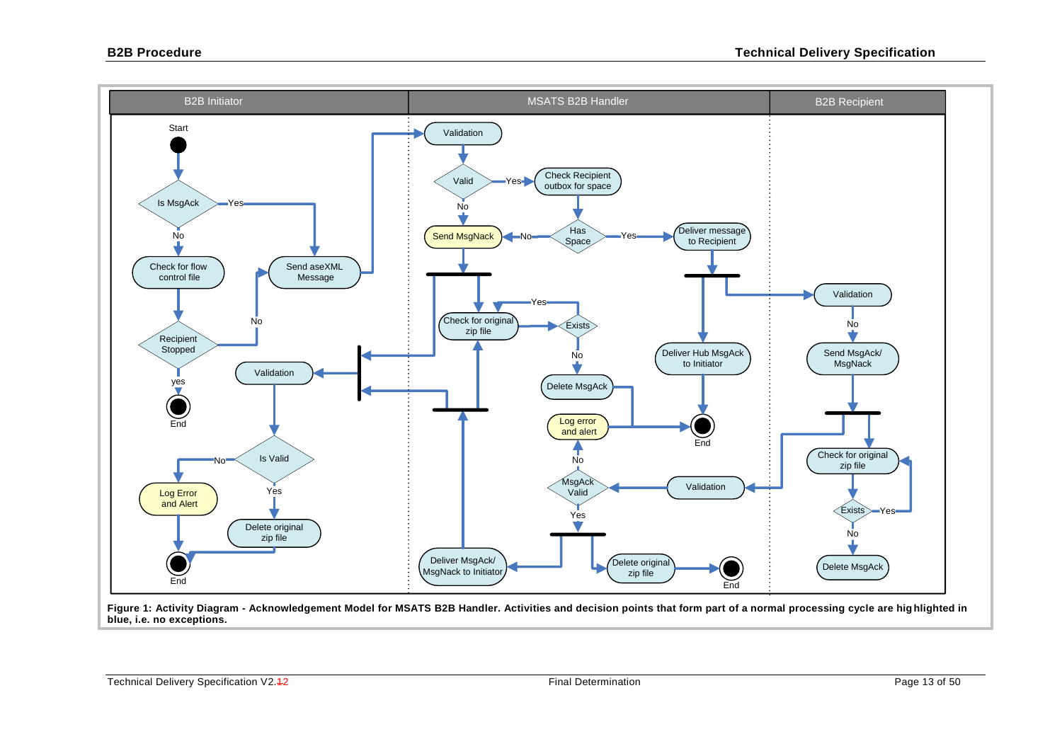**Figure 1: Activity Diagram - Acknowledgement Model for MSATS B2B Handler. Activities and decision points that form part of a normal processing cycle are highlighted in blue, i.e. no exceptions.**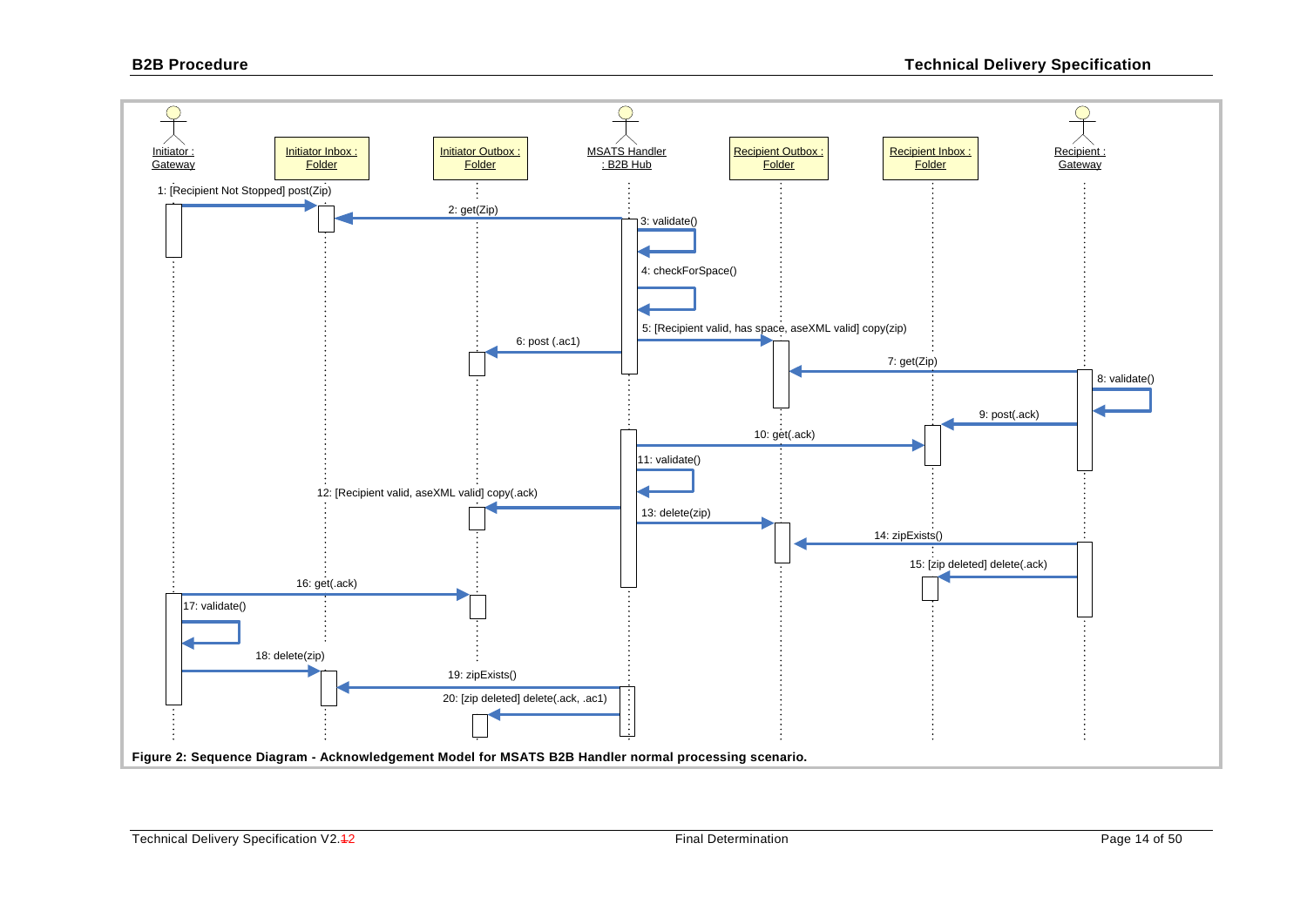Initiator : Gateway | Initiator Inbox : Folder | Initiator Outbox : Folder | MSATS Handler : B2B Hub | Recipient Outbox : Folder | Recipient Inbox : Folder | Recipient : Gateway

1: [Recipient Not Stopped] post(Zip)
2: get(Zip)
3: validate()
4: checkForSpace()
5: [Recipient valid, has space, aseXML valid] copy(zip)
6: post (.ac1)
7: get(Zip)
8: validate()
9: post(.ack)
10: get(.ack)
11: validate()
12: [Recipient valid, aseXML valid] copy(.ack)
13: delete(zip)
14: zipExists()
15: [zip deleted] delete(.ack)
16: get(.ack)
17: validate()
18: delete(zip)
19: zipExists()
20: [zip deleted] delete(.ack, .ac1)

**Figure 2: Sequence Diagram - Acknowledgement Model for MSATS B2B Handler normal processing scenario.**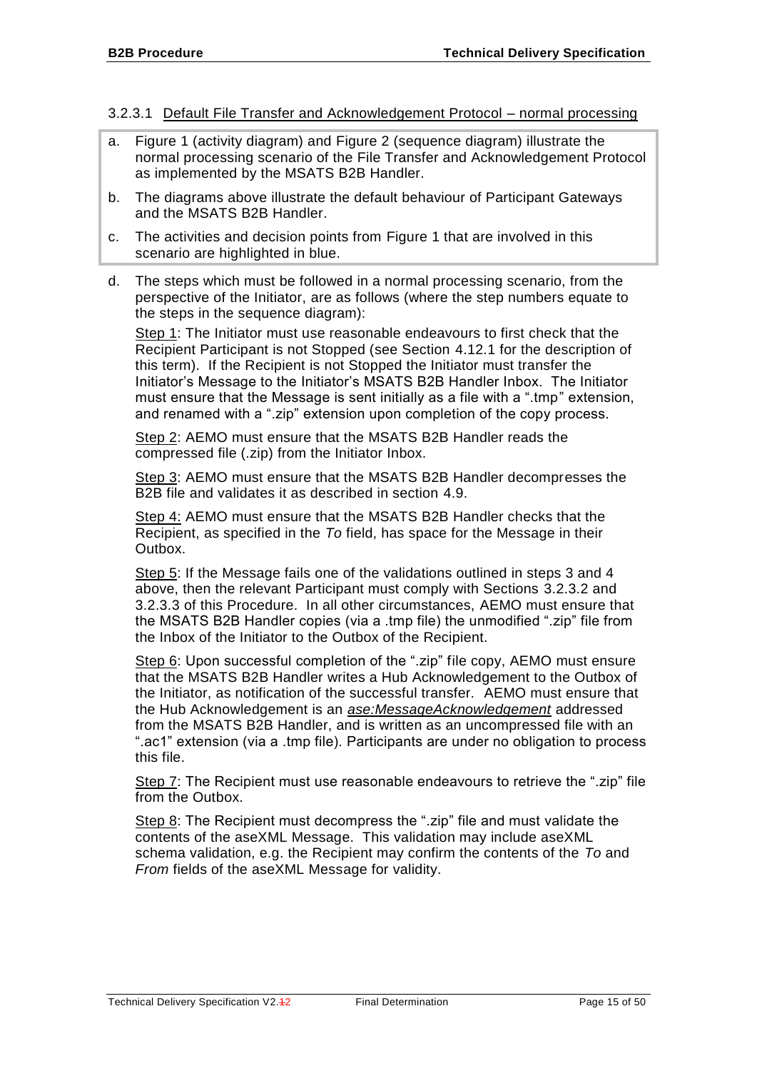#### 3.2.3.1 Default File Transfer and Acknowledgement Protocol – normal processing

a. Figure 1 (activity diagram) and Figure 2 (sequence diagram) illustrate the normal processing scenario of the File Transfer and Acknowledgement Protocol as implemented by the MSATS B2B Handler.

b. The diagrams above illustrate the default behaviour of Participant Gateways and the MSATS B2B Handler.

c. The activities and decision points from Figure 1 that are involved in this scenario are highlighted in blue.

d. The steps which must be followed in a normal processing scenario, from the perspective of the Initiator, are as follows (where the step numbers equate to the steps in the sequence diagram):

Step 1: The Initiator must use reasonable endeavours to first check that the Recipient Participant is not Stopped (see Section 4.12.1 for the description of this term). If the Recipient is not Stopped the Initiator must transfer the Initiator's Message to the Initiator's MSATS B2B Handler Inbox. The Initiator must ensure that the Message is sent initially as a file with a ".tmp" extension, and renamed with a ".zip" extension upon completion of the copy process.

Step 2: AEMO must ensure that the MSATS B2B Handler reads the compressed file (.zip) from the Initiator Inbox.

Step 3: AEMO must ensure that the MSATS B2B Handler decompresses the B2B file and validates it as described in section 4.9.

Step 4: AEMO must ensure that the MSATS B2B Handler checks that the Recipient, as specified in the *To* field, has space for the Message in their Outbox.

Step 5: If the Message fails one of the validations outlined in steps 3 and 4 above, then the relevant Participant must comply with Sections 3.2.3.2 and 3.2.3.3 of this Procedure. In all other circumstances, AEMO must ensure that the MSATS B2B Handler copies (via a .tmp file) the unmodified ".zip" file from the Inbox of the Initiator to the Outbox of the Recipient.

Step 6: Upon successful completion of the ".zip" file copy, AEMO must ensure that the MSATS B2B Handler writes a Hub Acknowledgement to the Outbox of the Initiator, as notification of the successful transfer. AEMO must ensure that the Hub Acknowledgement is an *ase:MessageAcknowledgement* addressed from the MSATS B2B Handler, and is written as an uncompressed file with an ".ac1" extension (via a .tmp file). Participants are under no obligation to process this file.

Step 7: The Recipient must use reasonable endeavours to retrieve the ".zip" file from the Outbox.

Step 8: The Recipient must decompress the ".zip" file and must validate the contents of the aseXML Message. This validation may include aseXML schema validation, e.g. the Recipient may confirm the contents of the *To* and *From* fields of the aseXML Message for validity.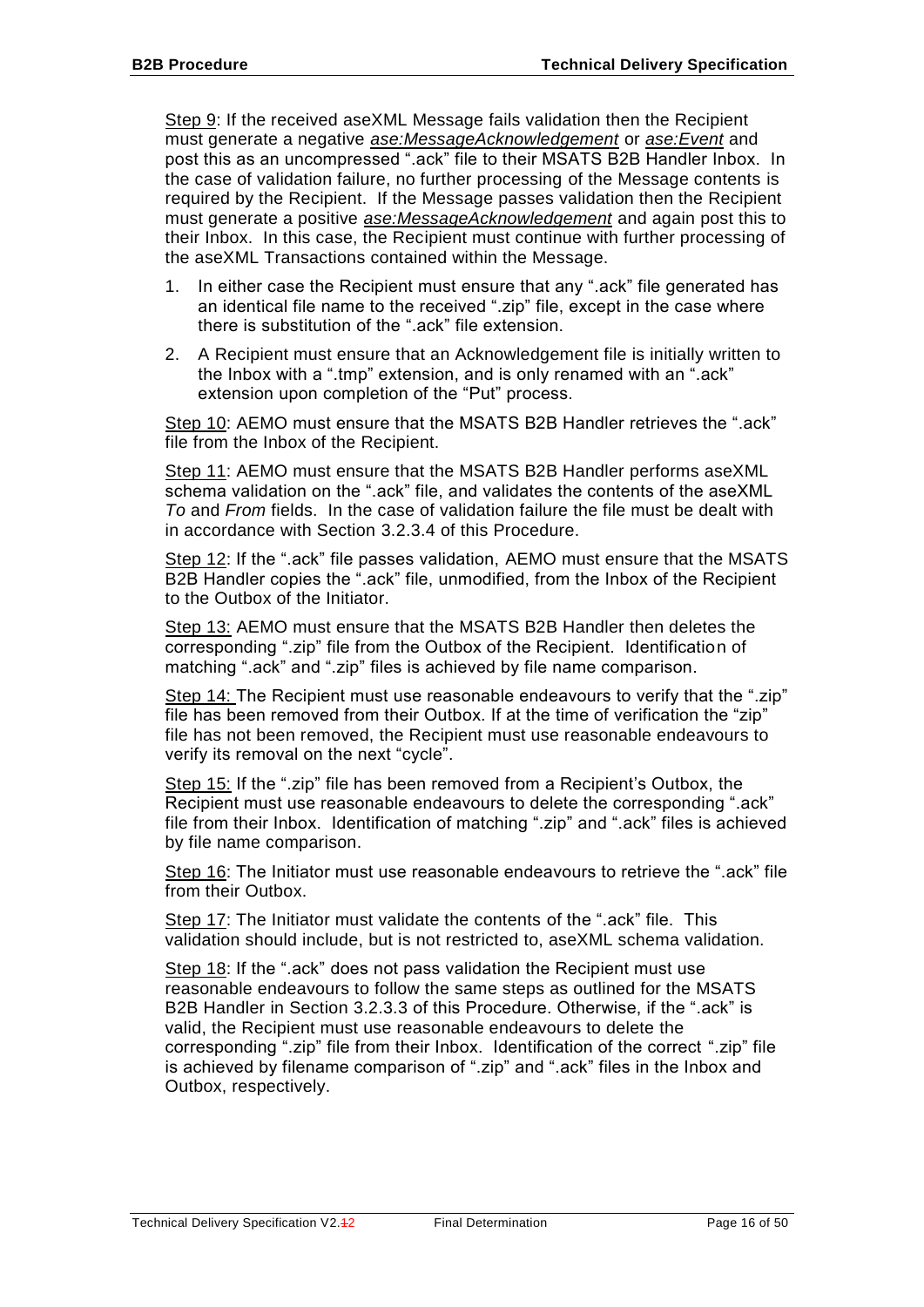Step 9: If the received aseXML Message fails validation then the Recipient must generate a negative *ase:MessageAcknowledgement* or *ase:Event* and post this as an uncompressed ".ack" file to their MSATS B2B Handler Inbox. In the case of validation failure, no further processing of the Message contents is required by the Recipient. If the Message passes validation then the Recipient must generate a positive *ase:MessageAcknowledgement* and again post this to their Inbox. In this case, the Recipient must continue with further processing of the aseXML Transactions contained within the Message.

1. In either case the Recipient must ensure that any ".ack" file generated has an identical file name to the received ".zip" file, except in the case where there is substitution of the ".ack" file extension.
2. A Recipient must ensure that an Acknowledgement file is initially written to the Inbox with a ".tmp" extension, and is only renamed with an ".ack" extension upon completion of the "Put" process.

Step 10: AEMO must ensure that the MSATS B2B Handler retrieves the ".ack" file from the Inbox of the Recipient.

Step 11: AEMO must ensure that the MSATS B2B Handler performs aseXML schema validation on the ".ack" file, and validates the contents of the aseXML *To* and *From* fields. In the case of validation failure the file must be dealt with in accordance with Section 3.2.3.4 of this Procedure.

Step 12: If the ".ack" file passes validation, AEMO must ensure that the MSATS B2B Handler copies the ".ack" file, unmodified, from the Inbox of the Recipient to the Outbox of the Initiator.

Step 13: AEMO must ensure that the MSATS B2B Handler then deletes the corresponding ".zip" file from the Outbox of the Recipient. Identification of matching ".ack" and ".zip" files is achieved by file name comparison.

Step 14: The Recipient must use reasonable endeavours to verify that the ".zip" file has been removed from their Outbox. If at the time of verification the "zip" file has not been removed, the Recipient must use reasonable endeavours to verify its removal on the next "cycle".

Step 15: If the ".zip" file has been removed from a Recipient's Outbox, the Recipient must use reasonable endeavours to delete the corresponding ".ack" file from their Inbox. Identification of matching ".zip" and ".ack" files is achieved by file name comparison.

Step 16: The Initiator must use reasonable endeavours to retrieve the ".ack" file from their Outbox.

Step 17: The Initiator must validate the contents of the ".ack" file. This validation should include, but is not restricted to, aseXML schema validation.

Step 18: If the ".ack" does not pass validation the Recipient must use reasonable endeavours to follow the same steps as outlined for the MSATS B2B Handler in Section 3.2.3.3 of this Procedure. Otherwise, if the ".ack" is valid, the Recipient must use reasonable endeavours to delete the corresponding ".zip" file from their Inbox. Identification of the correct ".zip" file is achieved by filename comparison of ".zip" and ".ack" files in the Inbox and Outbox, respectively.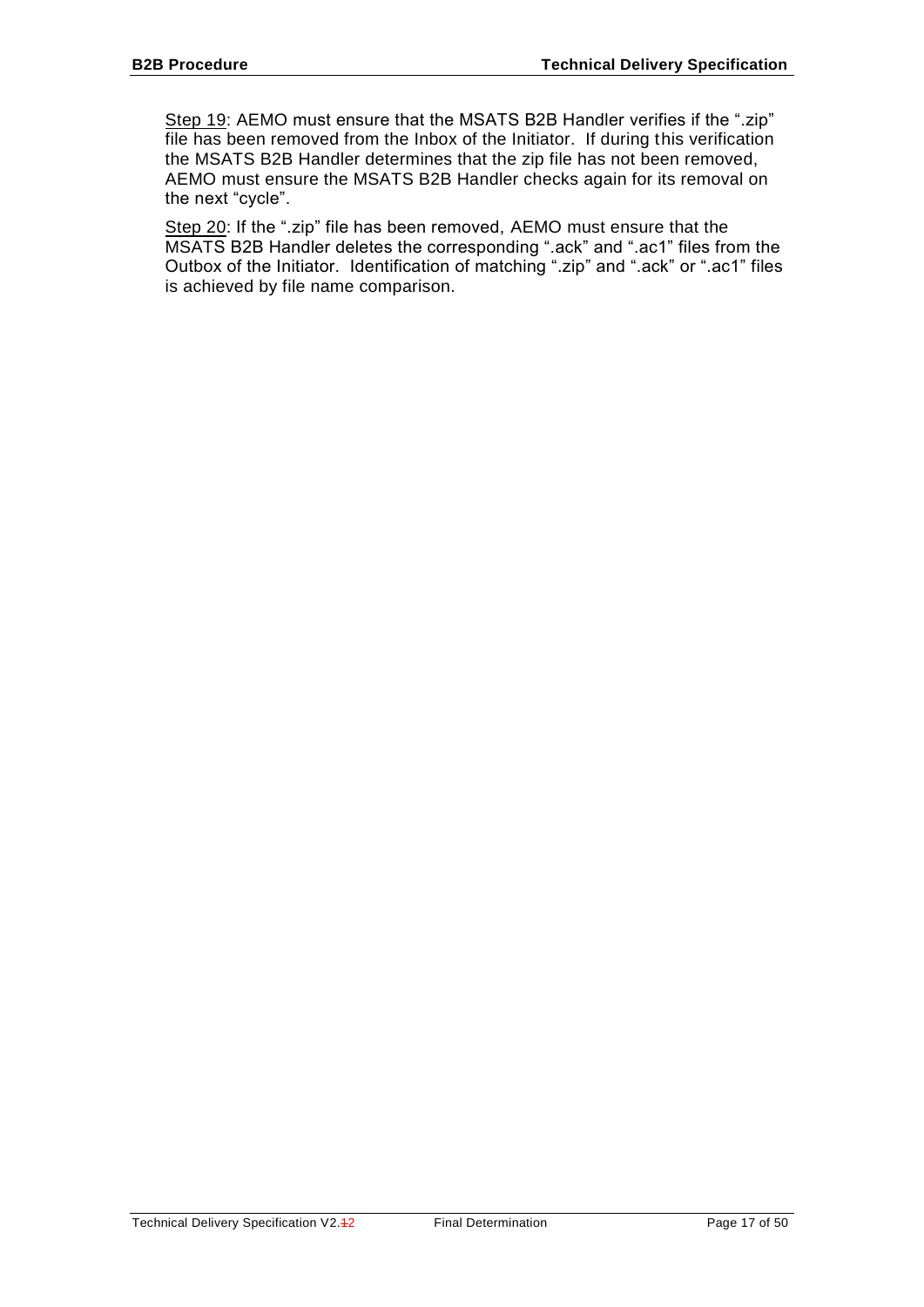Step 19: AEMO must ensure that the MSATS B2B Handler verifies if the ".zip" file has been removed from the Inbox of the Initiator. If during this verification the MSATS B2B Handler determines that the zip file has not been removed, AEMO must ensure the MSATS B2B Handler checks again for its removal on the next "cycle".

Step 20: If the ".zip" file has been removed, AEMO must ensure that the MSATS B2B Handler deletes the corresponding ".ack" and ".ac1" files from the Outbox of the Initiator. Identification of matching ".zip" and ".ack" or ".ac1" files is achieved by file name comparison.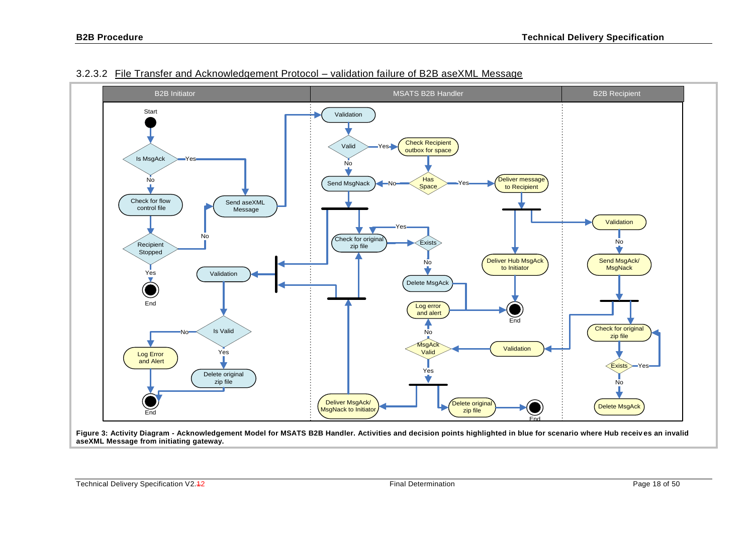### 3.2.3.2 File Transfer and Acknowledgement Protocol – validation failure of B2B aseXML Message

**Figure 3: Activity Diagram - Acknowledgement Model for MSATS B2B Handler. Activities and decision points highlighted in blue for scenario where Hub receives an invalid aseXML Message from initiating gateway.**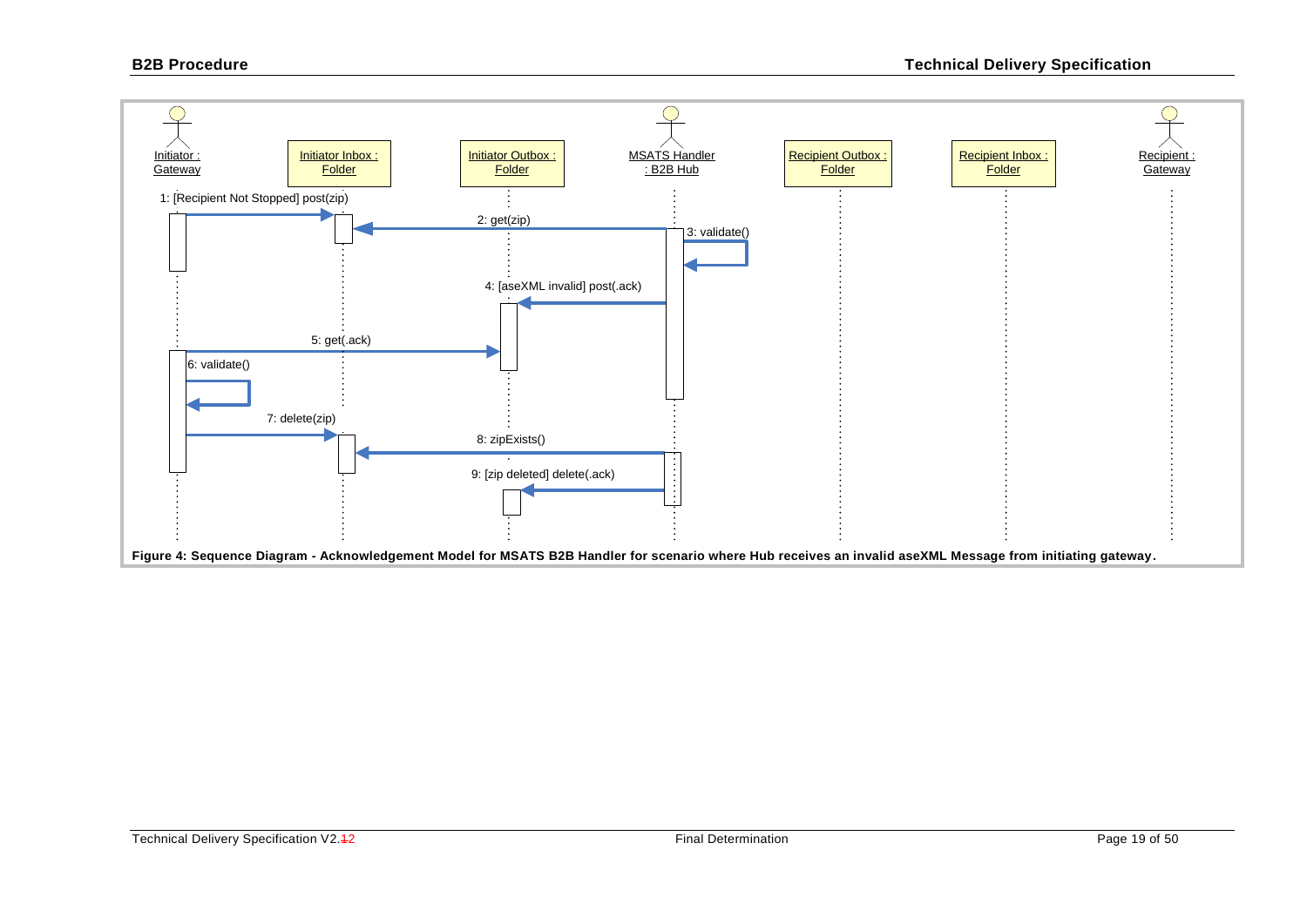Initiator : Gateway

Initiator Inbox : Folder

Initiator Outbox : Folder

MSATS Handler : B2B Hub

Recipient Outbox : Folder

Recipient Inbox : Folder

Recipient : Gateway

1: [Recipient Not Stopped] post(zip)

2: get(zip)

3: validate()

4: [aseXML invalid] post(.ack)

5: get(.ack)

6: validate()

7: delete(zip)

8: zipExists()

9: [zip deleted] delete(.ack)

**Figure 4: Sequence Diagram - Acknowledgement Model for MSATS B2B Handler for scenario where Hub receives an invalid aseXML Message from initiating gateway.**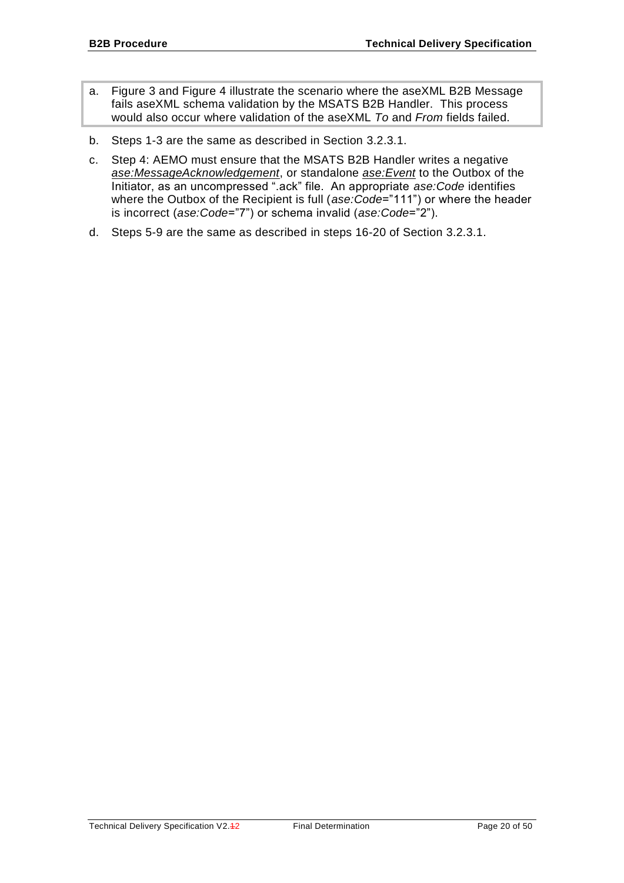a. Figure 3 and Figure 4 illustrate the scenario where the aseXML B2B Message fails aseXML schema validation by the MSATS B2B Handler. This process would also occur where validation of the aseXML *To* and *From* fields failed.

b. Steps 1-3 are the same as described in Section 3.2.3.1.

c. Step 4: AEMO must ensure that the MSATS B2B Handler writes a negative *ase:MessageAcknowledgement*, or standalone *ase:Event* to the Outbox of the Initiator, as an uncompressed ".ack" file. An appropriate *ase:Code* identifies where the Outbox of the Recipient is full (*ase:Code*="111") or where the header is incorrect (*ase:Code*="7") or schema invalid (*ase:Code*="2").

d. Steps 5-9 are the same as described in steps 16-20 of Section 3.2.3.1.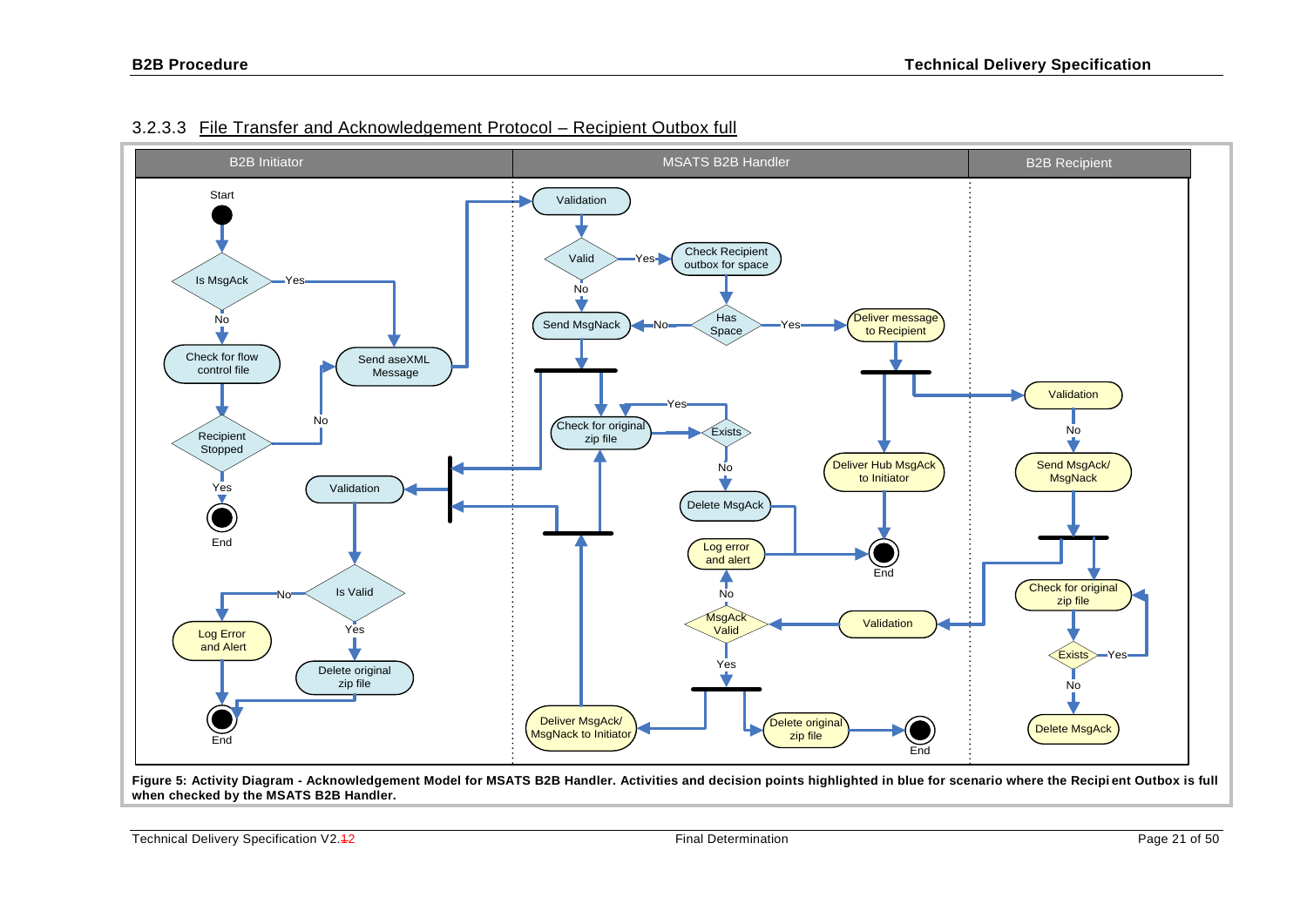### 3.2.3.3 File Transfer and Acknowledgement Protocol – Recipient Outbox full

**Figure 5: Activity Diagram - Acknowledgement Model for MSATS B2B Handler. Activities and decision points highlighted in blue for scenario where the Recipient Outbox is full when checked by the MSATS B2B Handler.**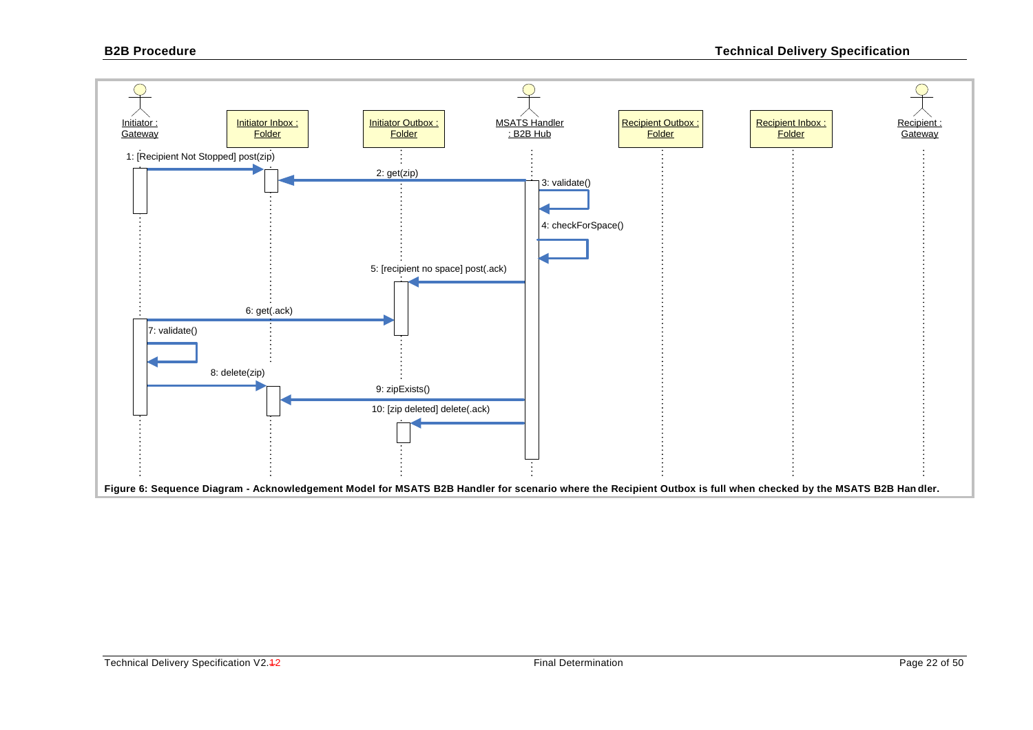Initiator : Gateway

Initiator Inbox : Folder

Initiator Outbox : Folder

MSATS Handler : B2B Hub

Recipient Outbox : Folder

Recipient Inbox : Folder

Recipient : Gateway

1: [Recipient Not Stopped] post(zip)

2: get(zip)

3: validate()

4: checkForSpace()

5: [recipient no space] post(.ack)

6: get(.ack)

7: validate()

8: delete(zip)

9: zipExists()

10: [zip deleted] delete(.ack)

**Figure 6: Sequence Diagram - Acknowledgement Model for MSATS B2B Handler for scenario where the Recipient Outbox is full when checked by the MSATS B2B Handler.**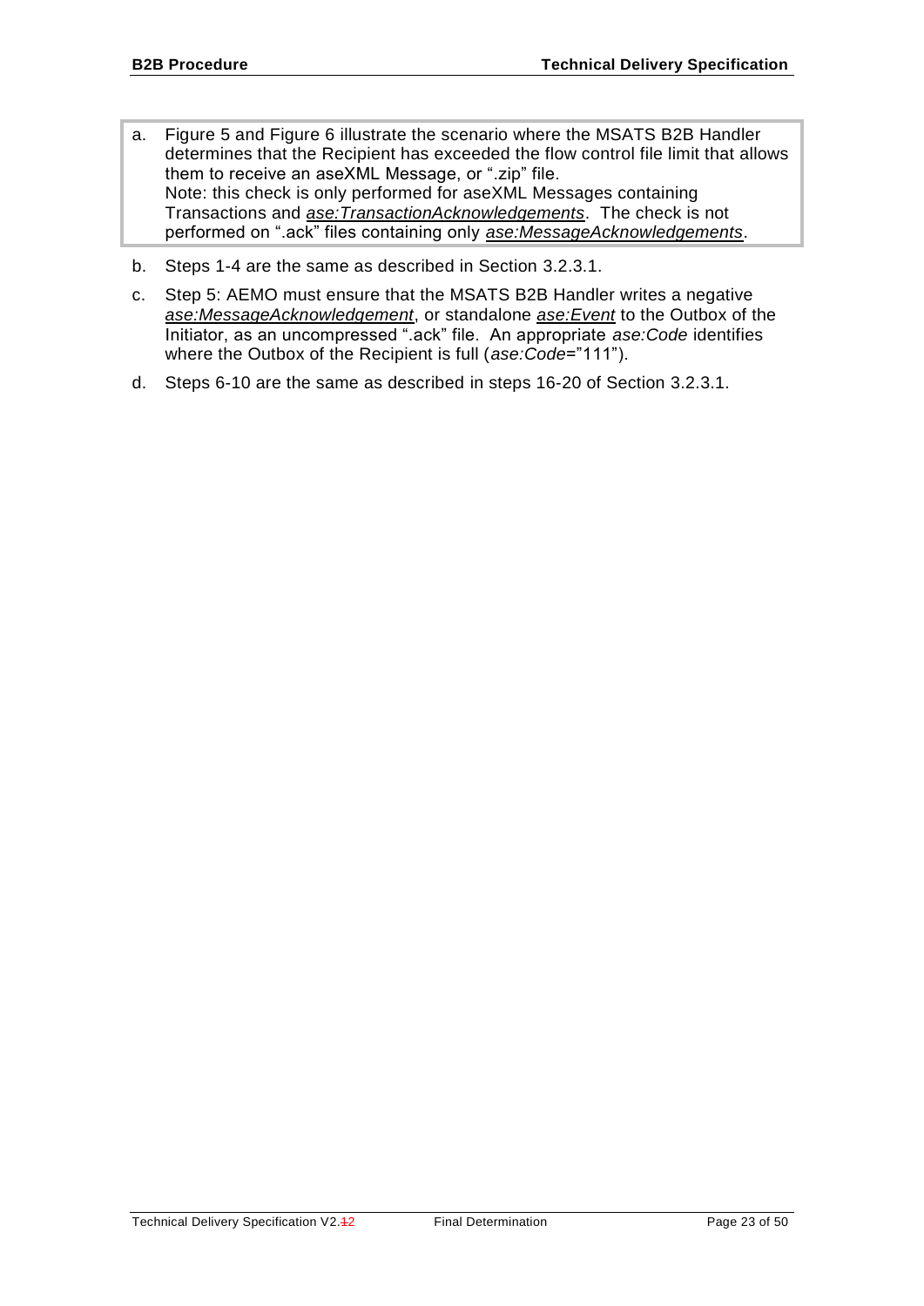a. Figure 5 and Figure 6 illustrate the scenario where the MSATS B2B Handler determines that the Recipient has exceeded the flow control file limit that allows them to receive an aseXML Message, or ".zip" file.
   Note: this check is only performed for aseXML Messages containing Transactions and *ase:TransactionAcknowledgements*. The check is not performed on ".ack" files containing only *ase:MessageAcknowledgements*.

b. Steps 1-4 are the same as described in Section 3.2.3.1.

c. Step 5: AEMO must ensure that the MSATS B2B Handler writes a negative *ase:MessageAcknowledgement*, or standalone *ase:Event* to the Outbox of the Initiator, as an uncompressed ".ack" file. An appropriate *ase:Code* identifies where the Outbox of the Recipient is full (*ase:Code*="111").

d. Steps 6-10 are the same as described in steps 16-20 of Section 3.2.3.1.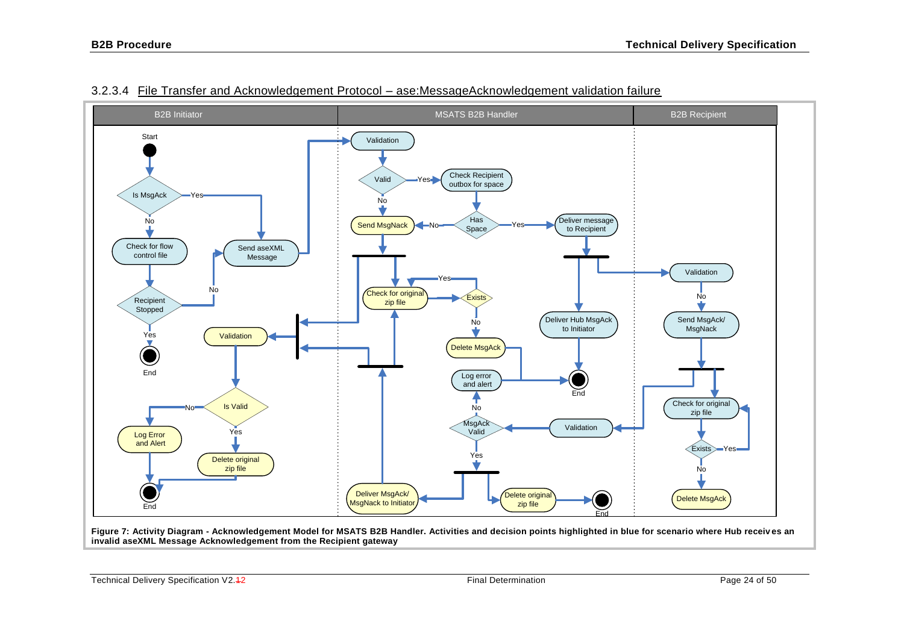### 3.2.3.4 File Transfer and Acknowledgement Protocol – ase:MessageAcknowledgement validation failure

**Figure 7: Activity Diagram - Acknowledgement Model for MSATS B2B Handler. Activities and decision points highlighted in blue for scenario where Hub receives an invalid aseXML Message Acknowledgement from the Recipient gateway**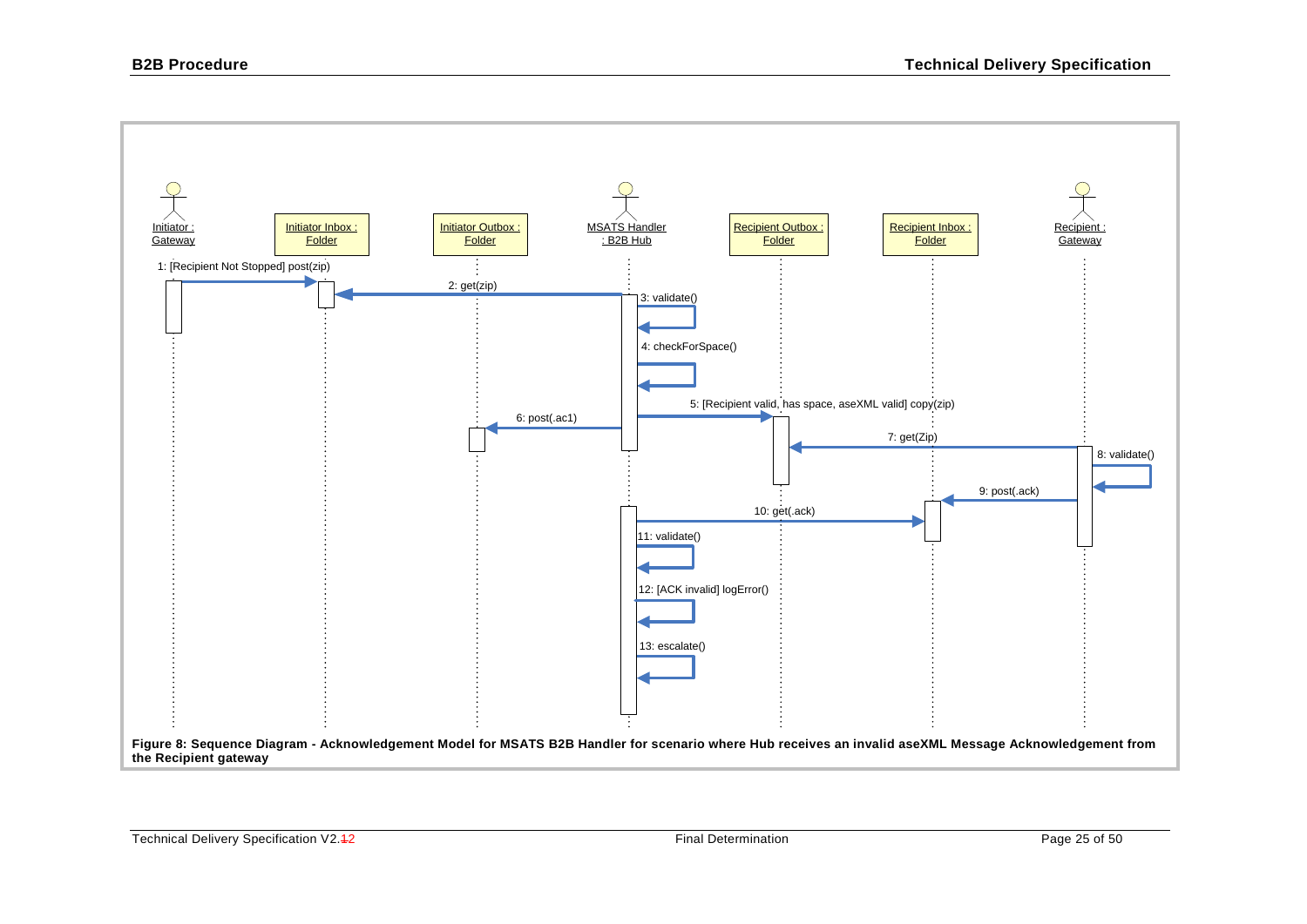Initiator : Gateway | Initiator Inbox : Folder | Initiator Outbox : Folder | MSATS Handler : B2B Hub | Recipient Outbox : Folder | Recipient Inbox : Folder | Recipient : Gateway

1: [Recipient Not Stopped] post(zip)
2: get(zip)
3: validate()
4: checkForSpace()
5: [Recipient valid, has space, aseXML valid] copy(zip)
6: post(.ac1)
7: get(Zip)
8: validate()
9: post(.ack)
10: get(.ack)
11: validate()
12: [ACK invalid] logError()
13: escalate()

**Figure 8: Sequence Diagram - Acknowledgement Model for MSATS B2B Handler for scenario where Hub receives an invalid aseXML Message Acknowledgement from the Recipient gateway**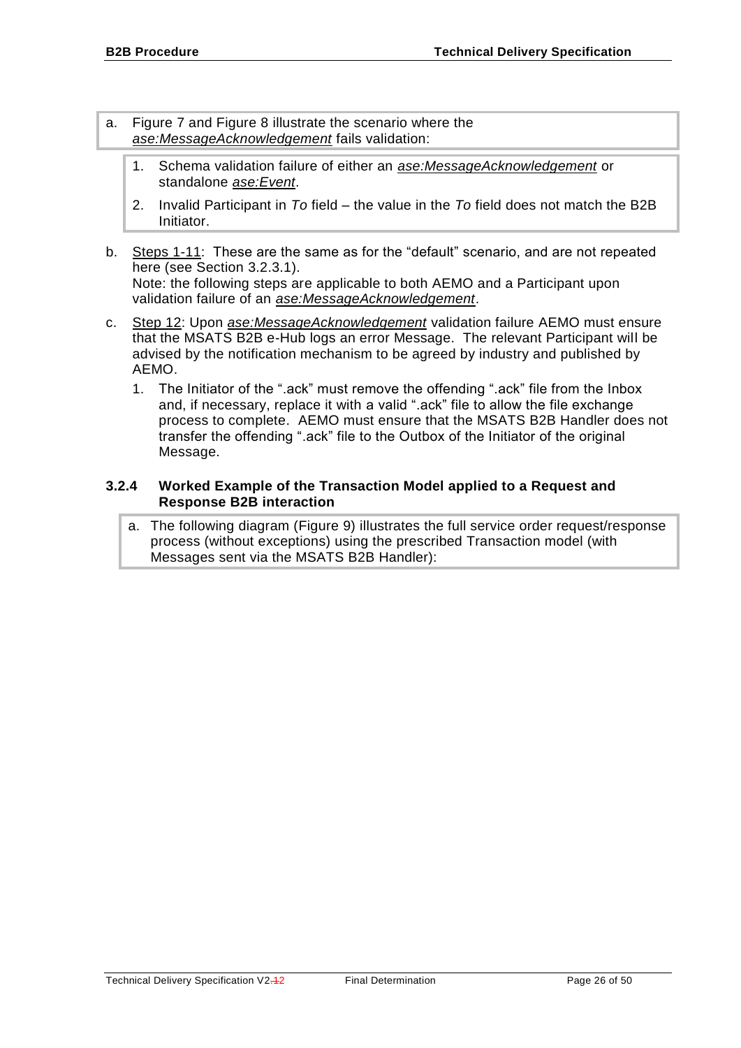a. Figure 7 and Figure 8 illustrate the scenario where the *ase:MessageAcknowledgement* fails validation:

   1. Schema validation failure of either an *ase:MessageAcknowledgement* or standalone *ase:Event*.
   2. Invalid Participant in *To* field – the value in the *To* field does not match the B2B Initiator.

b. Steps 1-11: These are the same as for the "default" scenario, and are not repeated here (see Section 3.2.3.1).
   Note: the following steps are applicable to both AEMO and a Participant upon validation failure of an *ase:MessageAcknowledgement*.

c. Step 12: Upon *ase:MessageAcknowledgement* validation failure AEMO must ensure that the MSATS B2B e-Hub logs an error Message. The relevant Participant will be advised by the notification mechanism to be agreed by industry and published by AEMO.

   1. The Initiator of the ".ack" must remove the offending ".ack" file from the Inbox and, if necessary, replace it with a valid ".ack" file to allow the file exchange process to complete. AEMO must ensure that the MSATS B2B Handler does not transfer the offending ".ack" file to the Outbox of the Initiator of the original Message.

### 3.2.4 Worked Example of the Transaction Model applied to a Request and Response B2B interaction

a. The following diagram (Figure 9) illustrates the full service order request/response process (without exceptions) using the prescribed Transaction model (with Messages sent via the MSATS B2B Handler):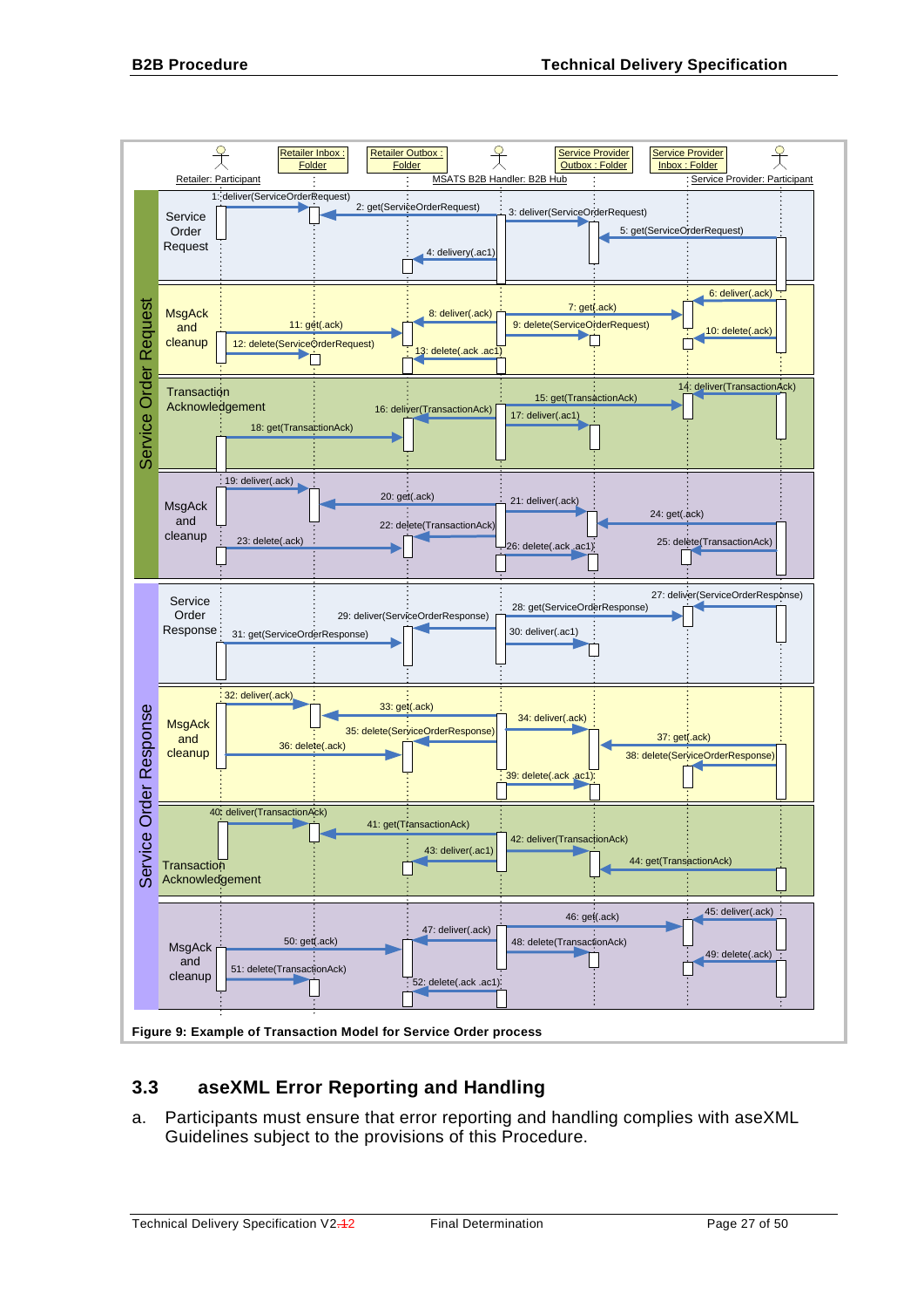Figure 9: Example of Transaction Model for Service Order process

## 3.3 aseXML Error Reporting and Handling

a. Participants must ensure that error reporting and handling complies with aseXML Guidelines subject to the provisions of this Procedure.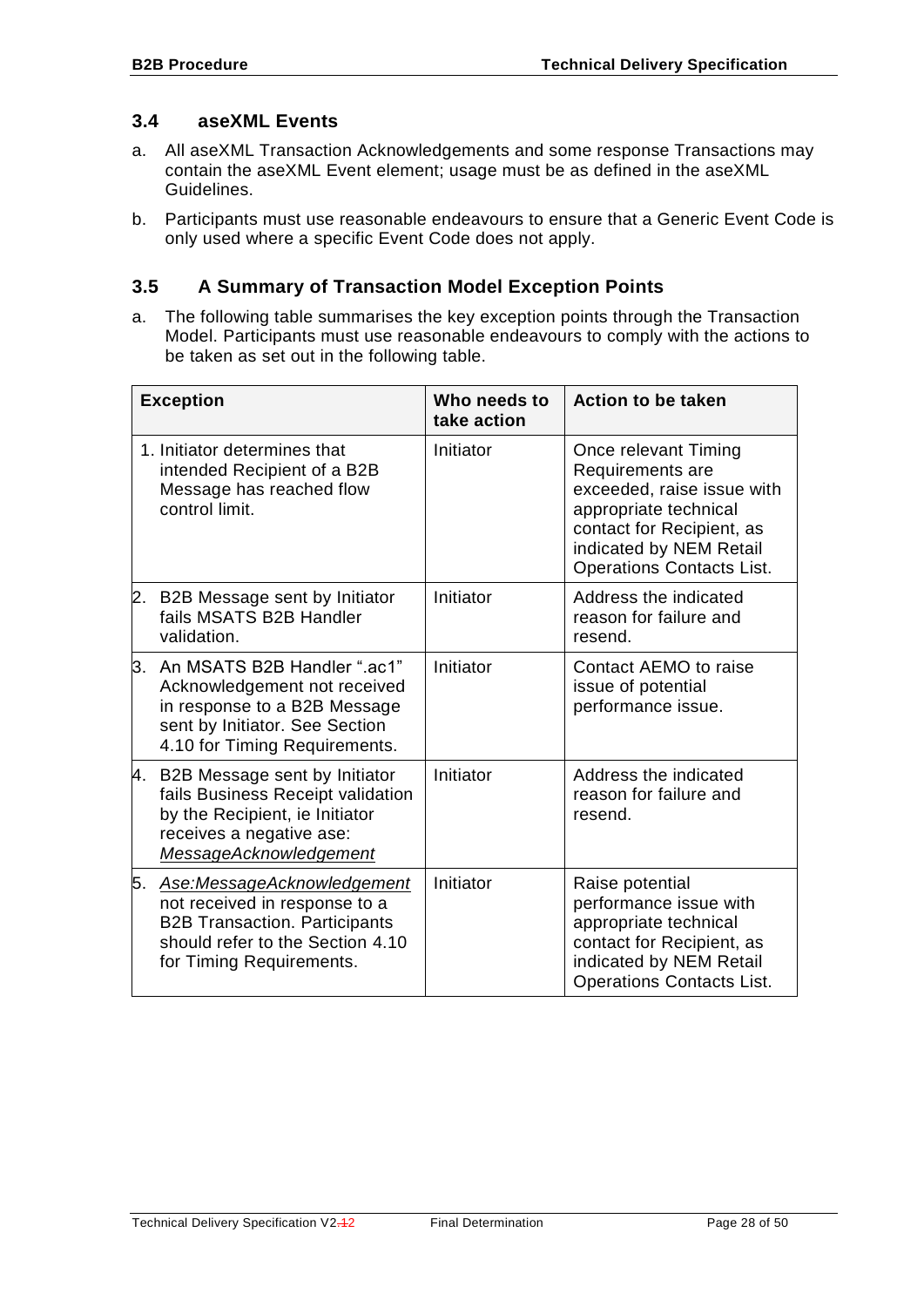### 3.4 aseXML Events

a. All aseXML Transaction Acknowledgements and some response Transactions may contain the aseXML Event element; usage must be as defined in the aseXML Guidelines.

b. Participants must use reasonable endeavours to ensure that a Generic Event Code is only used where a specific Event Code does not apply.

### 3.5 A Summary of Transaction Model Exception Points

a. The following table summarises the key exception points through the Transaction Model. Participants must use reasonable endeavours to comply with the actions to be taken as set out in the following table.

| Exception | Who needs to take action | Action to be taken |
|---|---|---|
| 1. Initiator determines that intended Recipient of a B2B Message has reached flow control limit. | Initiator | Once relevant Timing Requirements are exceeded, raise issue with appropriate technical contact for Recipient, as indicated by NEM Retail Operations Contacts List. |
| 2. B2B Message sent by Initiator fails MSATS B2B Handler validation. | Initiator | Address the indicated reason for failure and resend. |
| 3. An MSATS B2B Handler ".ac1" Acknowledgement not received in response to a B2B Message sent by Initiator. See Section 4.10 for Timing Requirements. | Initiator | Contact AEMO to raise issue of potential performance issue. |
| 4. B2B Message sent by Initiator fails Business Receipt validation by the Recipient, ie Initiator receives a negative ase: *MessageAcknowledgement* | Initiator | Address the indicated reason for failure and resend. |
| 5. *Ase:MessageAcknowledgement* not received in response to a B2B Transaction. Participants should refer to the Section 4.10 for Timing Requirements. | Initiator | Raise potential performance issue with appropriate technical contact for Recipient, as indicated by NEM Retail Operations Contacts List. |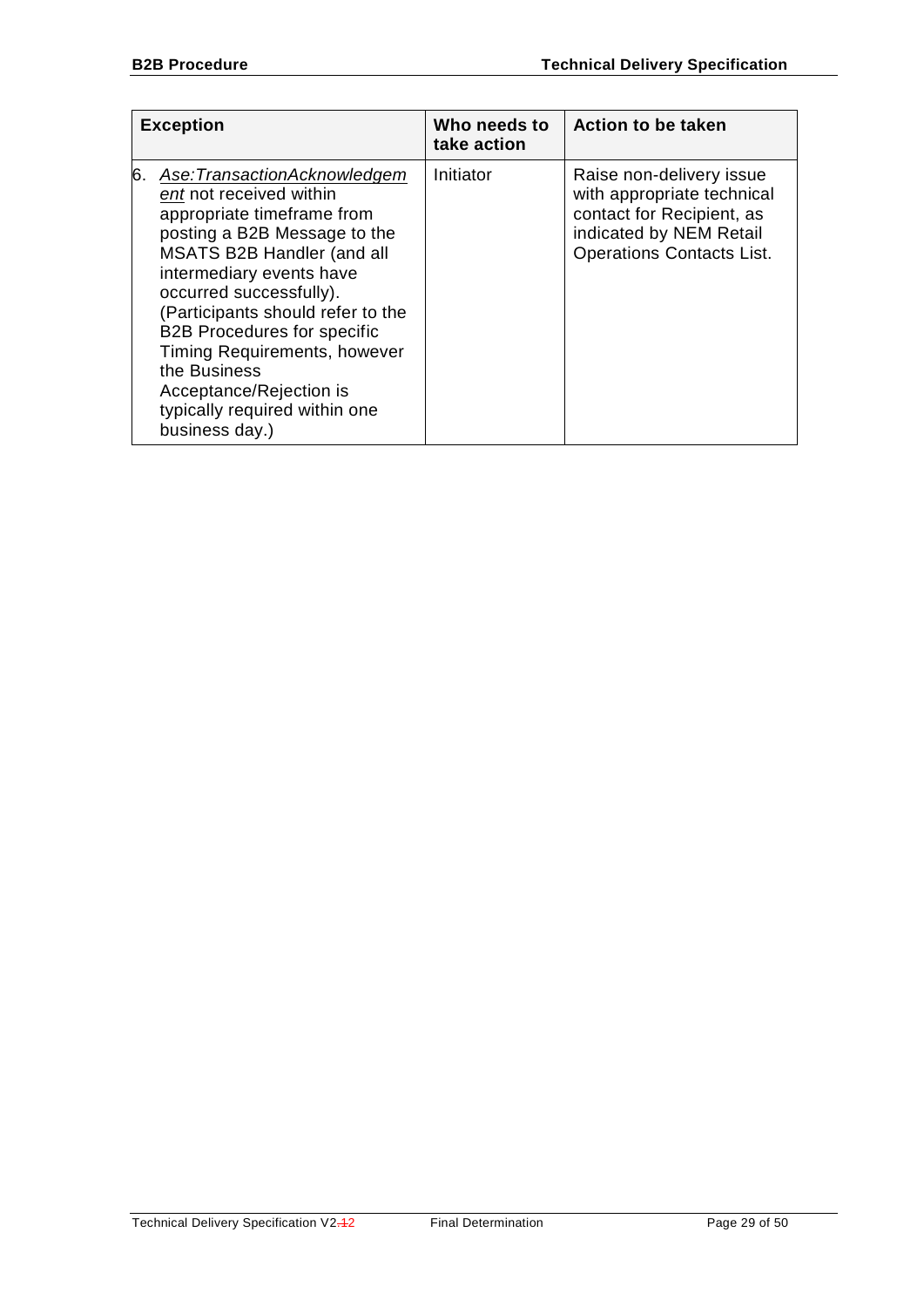| Exception | Who needs to take action | Action to be taken |
| --- | --- | --- |
| 6. *Ase:TransactionAcknowledgement* not received within appropriate timeframe from posting a B2B Message to the MSATS B2B Handler (and all intermediary events have occurred successfully). (Participants should refer to the B2B Procedures for specific Timing Requirements, however the Business Acceptance/Rejection is typically required within one business day.) | Initiator | Raise non-delivery issue with appropriate technical contact for Recipient, as indicated by NEM Retail Operations Contacts List. |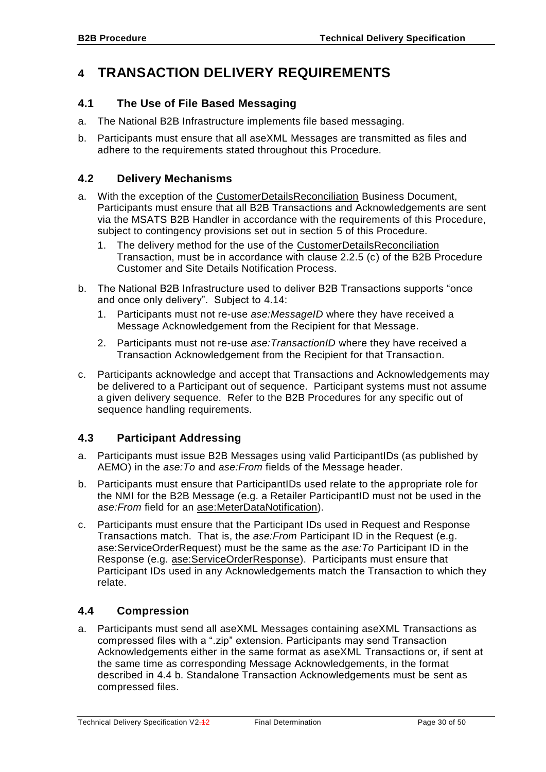# 4 TRANSACTION DELIVERY REQUIREMENTS

## 4.1 The Use of File Based Messaging

a. The National B2B Infrastructure implements file based messaging.

b. Participants must ensure that all aseXML Messages are transmitted as files and adhere to the requirements stated throughout this Procedure.

## 4.2 Delivery Mechanisms

a. With the exception of the CustomerDetailsReconciliation Business Document, Participants must ensure that all B2B Transactions and Acknowledgements are sent via the MSATS B2B Handler in accordance with the requirements of this Procedure, subject to contingency provisions set out in section 5 of this Procedure.

   1. The delivery method for the use of the CustomerDetailsReconciliation Transaction, must be in accordance with clause 2.2.5 (c) of the B2B Procedure Customer and Site Details Notification Process.

b. The National B2B Infrastructure used to deliver B2B Transactions supports "once and once only delivery". Subject to 4.14:

   1. Participants must not re-use *ase:MessageID* where they have received a Message Acknowledgement from the Recipient for that Message.

   2. Participants must not re-use *ase:TransactionID* where they have received a Transaction Acknowledgement from the Recipient for that Transaction.

c. Participants acknowledge and accept that Transactions and Acknowledgements may be delivered to a Participant out of sequence. Participant systems must not assume a given delivery sequence. Refer to the B2B Procedures for any specific out of sequence handling requirements.

## 4.3 Participant Addressing

a. Participants must issue B2B Messages using valid ParticipantIDs (as published by AEMO) in the *ase:To* and *ase:From* fields of the Message header.

b. Participants must ensure that ParticipantIDs used relate to the appropriate role for the NMI for the B2B Message (e.g. a Retailer ParticipantID must not be used in the *ase:From* field for an ase:MeterDataNotification).

c. Participants must ensure that the Participant IDs used in Request and Response Transactions match. That is, the *ase:From* Participant ID in the Request (e.g. ase:ServiceOrderRequest) must be the same as the *ase:To* Participant ID in the Response (e.g. ase:ServiceOrderResponse). Participants must ensure that Participant IDs used in any Acknowledgements match the Transaction to which they relate.

## 4.4 Compression

a. Participants must send all aseXML Messages containing aseXML Transactions as compressed files with a ".zip" extension. Participants may send Transaction Acknowledgements either in the same format as aseXML Transactions or, if sent at the same time as corresponding Message Acknowledgements, in the format described in 4.4 b. Standalone Transaction Acknowledgements must be sent as compressed files.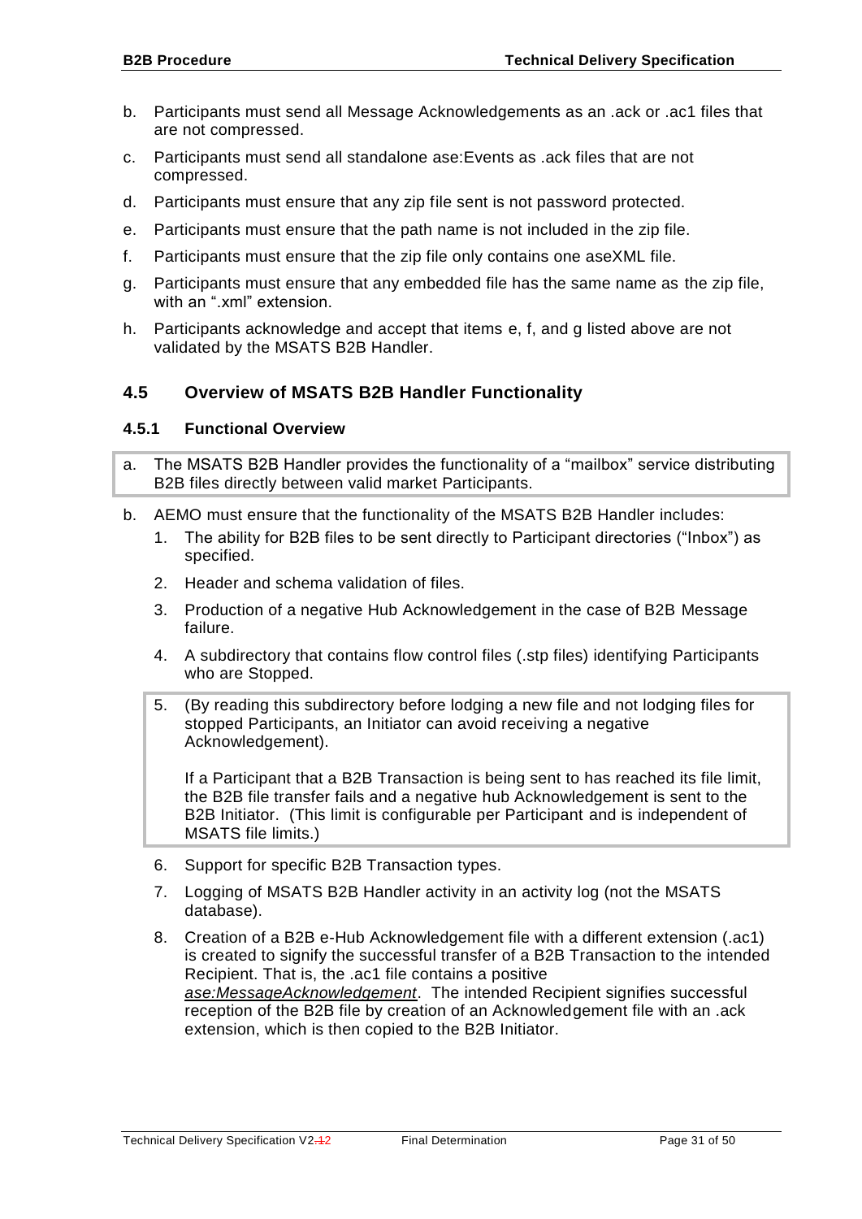b. Participants must send all Message Acknowledgements as an .ack or .ac1 files that are not compressed.

c. Participants must send all standalone ase:Events as .ack files that are not compressed.

d. Participants must ensure that any zip file sent is not password protected.

e. Participants must ensure that the path name is not included in the zip file.

f. Participants must ensure that the zip file only contains one aseXML file.

g. Participants must ensure that any embedded file has the same name as the zip file, with an ".xml" extension.

h. Participants acknowledge and accept that items e, f, and g listed above are not validated by the MSATS B2B Handler.

## 4.5 Overview of MSATS B2B Handler Functionality

### 4.5.1 Functional Overview

a. The MSATS B2B Handler provides the functionality of a "mailbox" service distributing B2B files directly between valid market Participants.

b. AEMO must ensure that the functionality of the MSATS B2B Handler includes:

   1. The ability for B2B files to be sent directly to Participant directories ("Inbox") as specified.
   2. Header and schema validation of files.
   3. Production of a negative Hub Acknowledgement in the case of B2B Message failure.
   4. A subdirectory that contains flow control files (.stp files) identifying Participants who are Stopped.
   5. (By reading this subdirectory before lodging a new file and not lodging files for stopped Participants, an Initiator can avoid receiving a negative Acknowledgement).

      If a Participant that a B2B Transaction is being sent to has reached its file limit, the B2B file transfer fails and a negative hub Acknowledgement is sent to the B2B Initiator. (This limit is configurable per Participant and is independent of MSATS file limits.)
   6. Support for specific B2B Transaction types.
   7. Logging of MSATS B2B Handler activity in an activity log (not the MSATS database).
   8. Creation of a B2B e-Hub Acknowledgement file with a different extension (.ac1) is created to signify the successful transfer of a B2B Transaction to the intended Recipient. That is, the .ac1 file contains a positive *ase:MessageAcknowledgement*. The intended Recipient signifies successful reception of the B2B file by creation of an Acknowledgement file with an .ack extension, which is then copied to the B2B Initiator.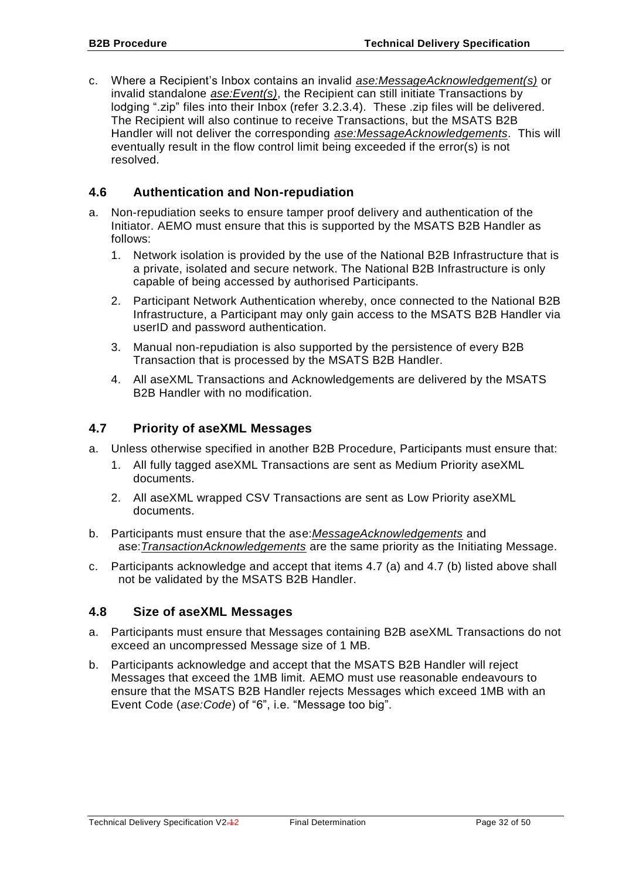c. Where a Recipient's Inbox contains an invalid *ase:MessageAcknowledgement(s)* or invalid standalone *ase:Event(s)*, the Recipient can still initiate Transactions by lodging ".zip" files into their Inbox (refer 3.2.3.4). These .zip files will be delivered. The Recipient will also continue to receive Transactions, but the MSATS B2B Handler will not deliver the corresponding *ase:MessageAcknowledgements*. This will eventually result in the flow control limit being exceeded if the error(s) is not resolved.

## 4.6 Authentication and Non-repudiation

a. Non-repudiation seeks to ensure tamper proof delivery and authentication of the Initiator. AEMO must ensure that this is supported by the MSATS B2B Handler as follows:

   1. Network isolation is provided by the use of the National B2B Infrastructure that is a private, isolated and secure network. The National B2B Infrastructure is only capable of being accessed by authorised Participants.

   2. Participant Network Authentication whereby, once connected to the National B2B Infrastructure, a Participant may only gain access to the MSATS B2B Handler via userID and password authentication.

   3. Manual non-repudiation is also supported by the persistence of every B2B Transaction that is processed by the MSATS B2B Handler.

   4. All aseXML Transactions and Acknowledgements are delivered by the MSATS B2B Handler with no modification.

## 4.7 Priority of aseXML Messages

a. Unless otherwise specified in another B2B Procedure, Participants must ensure that:

   1. All fully tagged aseXML Transactions are sent as Medium Priority aseXML documents.

   2. All aseXML wrapped CSV Transactions are sent as Low Priority aseXML documents.

b. Participants must ensure that the ase:*MessageAcknowledgements* and ase:*TransactionAcknowledgements* are the same priority as the Initiating Message.

c. Participants acknowledge and accept that items 4.7 (a) and 4.7 (b) listed above shall not be validated by the MSATS B2B Handler.

## 4.8 Size of aseXML Messages

a. Participants must ensure that Messages containing B2B aseXML Transactions do not exceed an uncompressed Message size of 1 MB.

b. Participants acknowledge and accept that the MSATS B2B Handler will reject Messages that exceed the 1MB limit. AEMO must use reasonable endeavours to ensure that the MSATS B2B Handler rejects Messages which exceed 1MB with an Event Code (*ase:Code*) of "6", i.e. "Message too big".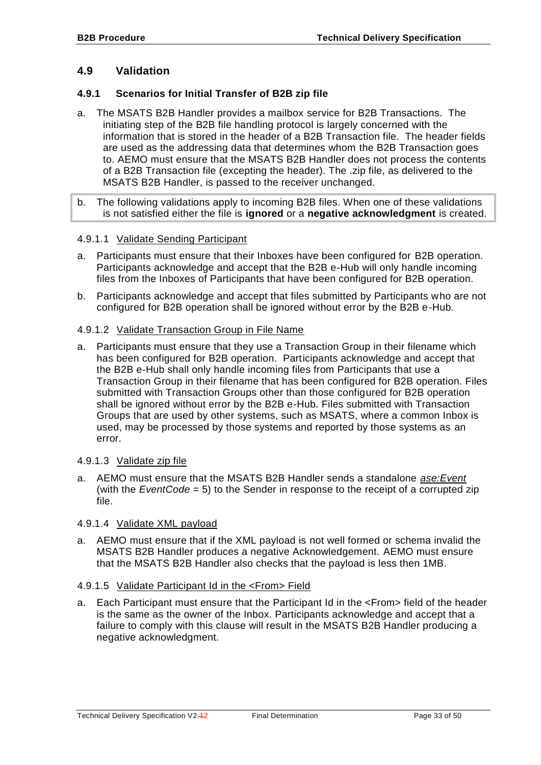## 4.9 Validation

### 4.9.1 Scenarios for Initial Transfer of B2B zip file

a. The MSATS B2B Handler provides a mailbox service for B2B Transactions. The initiating step of the B2B file handling protocol is largely concerned with the information that is stored in the header of a B2B Transaction file. The header fields are used as the addressing data that determines whom the B2B Transaction goes to. AEMO must ensure that the MSATS B2B Handler does not process the contents of a B2B Transaction file (excepting the header). The .zip file, as delivered to the MSATS B2B Handler, is passed to the receiver unchanged.

b. The following validations apply to incoming B2B files. When one of these validations is not satisfied either the file is **ignored** or a **negative acknowledgment** is created.

#### 4.9.1.1 Validate Sending Participant

a. Participants must ensure that their Inboxes have been configured for B2B operation. Participants acknowledge and accept that the B2B e-Hub will only handle incoming files from the Inboxes of Participants that have been configured for B2B operation.

b. Participants acknowledge and accept that files submitted by Participants who are not configured for B2B operation shall be ignored without error by the B2B e-Hub.

#### 4.9.1.2 Validate Transaction Group in File Name

a. Participants must ensure that they use a Transaction Group in their filename which has been configured for B2B operation. Participants acknowledge and accept that the B2B e-Hub shall only handle incoming files from Participants that use a Transaction Group in their filename that has been configured for B2B operation. Files submitted with Transaction Groups other than those configured for B2B operation shall be ignored without error by the B2B e-Hub. Files submitted with Transaction Groups that are used by other systems, such as MSATS, where a common Inbox is used, may be processed by those systems and reported by those systems as an error.

#### 4.9.1.3 Validate zip file

a. AEMO must ensure that the MSATS B2B Handler sends a standalone *ase:Event* (with the *EventCode* = 5) to the Sender in response to the receipt of a corrupted zip file.

#### 4.9.1.4 Validate XML payload

a. AEMO must ensure that if the XML payload is not well formed or schema invalid the MSATS B2B Handler produces a negative Acknowledgement. AEMO must ensure that the MSATS B2B Handler also checks that the payload is less then 1MB.

#### 4.9.1.5 Validate Participant Id in the <From> Field

a. Each Participant must ensure that the Participant Id in the <From> field of the header is the same as the owner of the Inbox. Participants acknowledge and accept that a failure to comply with this clause will result in the MSATS B2B Handler producing a negative acknowledgment.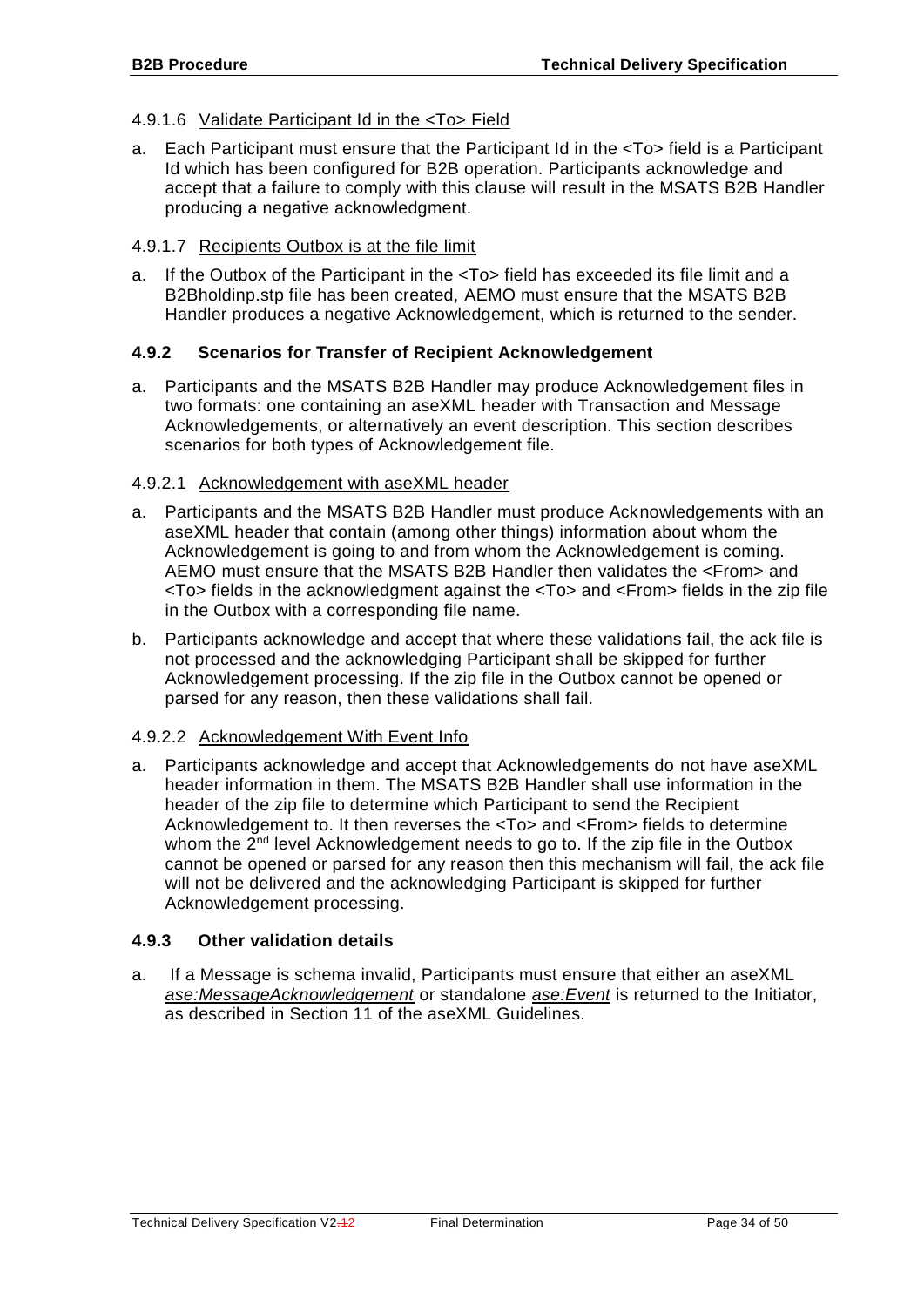#### 4.9.1.6 Validate Participant Id in the <To> Field

a. Each Participant must ensure that the Participant Id in the <To> field is a Participant Id which has been configured for B2B operation. Participants acknowledge and accept that a failure to comply with this clause will result in the MSATS B2B Handler producing a negative acknowledgment.

#### 4.9.1.7 Recipients Outbox is at the file limit

a. If the Outbox of the Participant in the <To> field has exceeded its file limit and a B2Bholdinp.stp file has been created, AEMO must ensure that the MSATS B2B Handler produces a negative Acknowledgement, which is returned to the sender.

### 4.9.2 Scenarios for Transfer of Recipient Acknowledgement

a. Participants and the MSATS B2B Handler may produce Acknowledgement files in two formats: one containing an aseXML header with Transaction and Message Acknowledgements, or alternatively an event description. This section describes scenarios for both types of Acknowledgement file.

#### 4.9.2.1 Acknowledgement with aseXML header

a. Participants and the MSATS B2B Handler must produce Acknowledgements with an aseXML header that contain (among other things) information about whom the Acknowledgement is going to and from whom the Acknowledgement is coming. AEMO must ensure that the MSATS B2B Handler then validates the <From> and <To> fields in the acknowledgment against the <To> and <From> fields in the zip file in the Outbox with a corresponding file name.

b. Participants acknowledge and accept that where these validations fail, the ack file is not processed and the acknowledging Participant shall be skipped for further Acknowledgement processing. If the zip file in the Outbox cannot be opened or parsed for any reason, then these validations shall fail.

#### 4.9.2.2 Acknowledgement With Event Info

a. Participants acknowledge and accept that Acknowledgements do not have aseXML header information in them. The MSATS B2B Handler shall use information in the header of the zip file to determine which Participant to send the Recipient Acknowledgement to. It then reverses the <To> and <From> fields to determine whom the 2nd level Acknowledgement needs to go to. If the zip file in the Outbox cannot be opened or parsed for any reason then this mechanism will fail, the ack file will not be delivered and the acknowledging Participant is skipped for further Acknowledgement processing.

### 4.9.3 Other validation details

a. If a Message is schema invalid, Participants must ensure that either an aseXML *ase:MessageAcknowledgement* or standalone *ase:Event* is returned to the Initiator, as described in Section 11 of the aseXML Guidelines.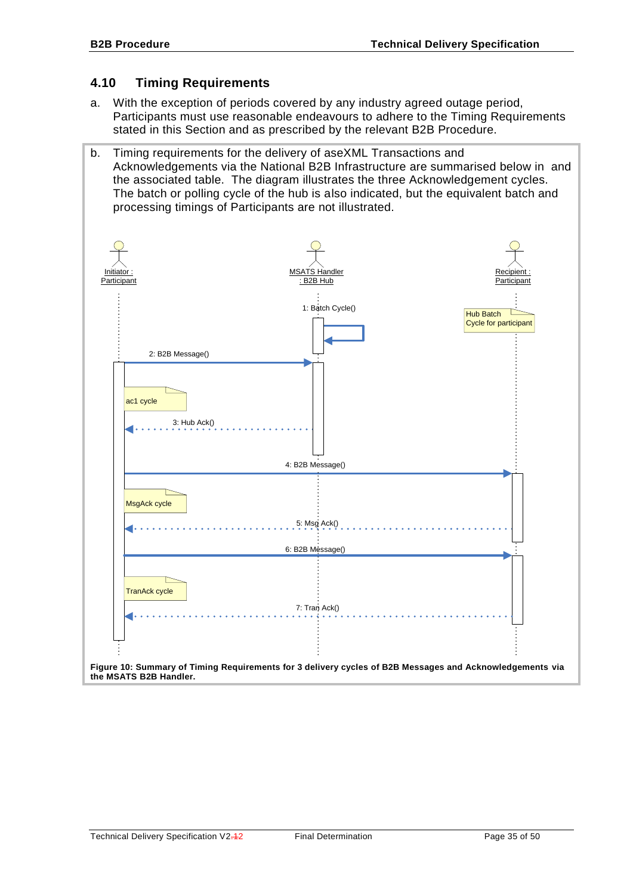## 4.10 Timing Requirements

a. With the exception of periods covered by any industry agreed outage period, Participants must use reasonable endeavours to adhere to the Timing Requirements stated in this Section and as prescribed by the relevant B2B Procedure.

b. Timing requirements for the delivery of aseXML Transactions and Acknowledgements via the National B2B Infrastructure are summarised below in and the associated table. The diagram illustrates the three Acknowledgement cycles. The batch or polling cycle of the hub is also indicated, but the equivalent batch and processing timings of Participants are not illustrated.

**Figure 10: Summary of Timing Requirements for 3 delivery cycles of B2B Messages and Acknowledgements via the MSATS B2B Handler.**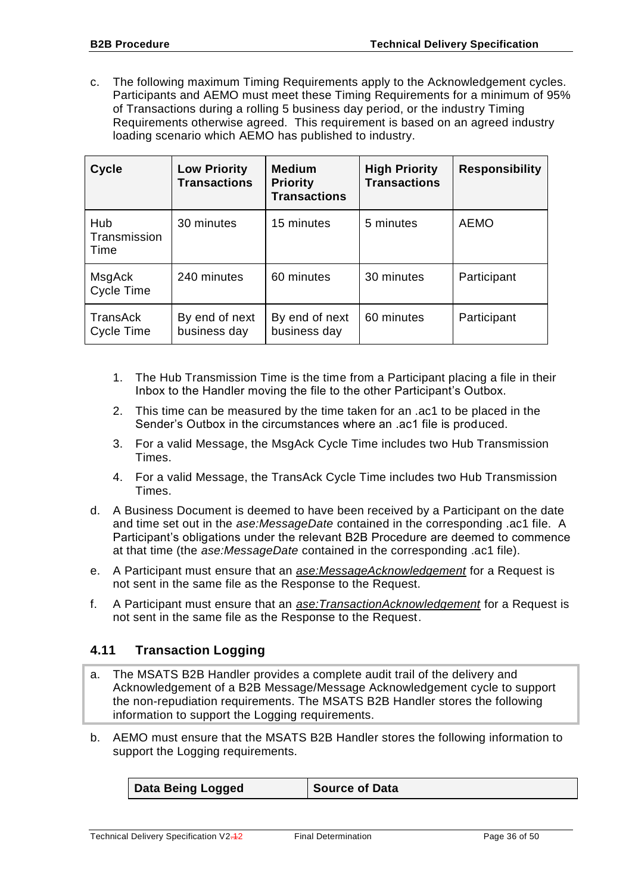c. The following maximum Timing Requirements apply to the Acknowledgement cycles. Participants and AEMO must meet these Timing Requirements for a minimum of 95% of Transactions during a rolling 5 business day period, or the industry Timing Requirements otherwise agreed. This requirement is based on an agreed industry loading scenario which AEMO has published to industry.

| Cycle | Low Priority Transactions | Medium Priority Transactions | High Priority Transactions | Responsibility |
|---|---|---|---|---|
| Hub Transmission Time | 30 minutes | 15 minutes | 5 minutes | AEMO |
| MsgAck Cycle Time | 240 minutes | 60 minutes | 30 minutes | Participant |
| TransAck Cycle Time | By end of next business day | By end of next business day | 60 minutes | Participant |

1. The Hub Transmission Time is the time from a Participant placing a file in their Inbox to the Handler moving the file to the other Participant's Outbox.
2. This time can be measured by the time taken for an .ac1 to be placed in the Sender's Outbox in the circumstances where an .ac1 file is produced.
3. For a valid Message, the MsgAck Cycle Time includes two Hub Transmission Times.
4. For a valid Message, the TransAck Cycle Time includes two Hub Transmission Times.

d. A Business Document is deemed to have been received by a Participant on the date and time set out in the *ase:MessageDate* contained in the corresponding .ac1 file. A Participant's obligations under the relevant B2B Procedure are deemed to commence at that time (the *ase:MessageDate* contained in the corresponding .ac1 file).

e. A Participant must ensure that an *ase:MessageAcknowledgement* for a Request is not sent in the same file as the Response to the Request.

f. A Participant must ensure that an *ase:TransactionAcknowledgement* for a Request is not sent in the same file as the Response to the Request.

## 4.11 Transaction Logging

a. The MSATS B2B Handler provides a complete audit trail of the delivery and Acknowledgement of a B2B Message/Message Acknowledgement cycle to support the non-repudiation requirements. The MSATS B2B Handler stores the following information to support the Logging requirements.

b. AEMO must ensure that the MSATS B2B Handler stores the following information to support the Logging requirements.

| Data Being Logged | Source of Data |
|---|---|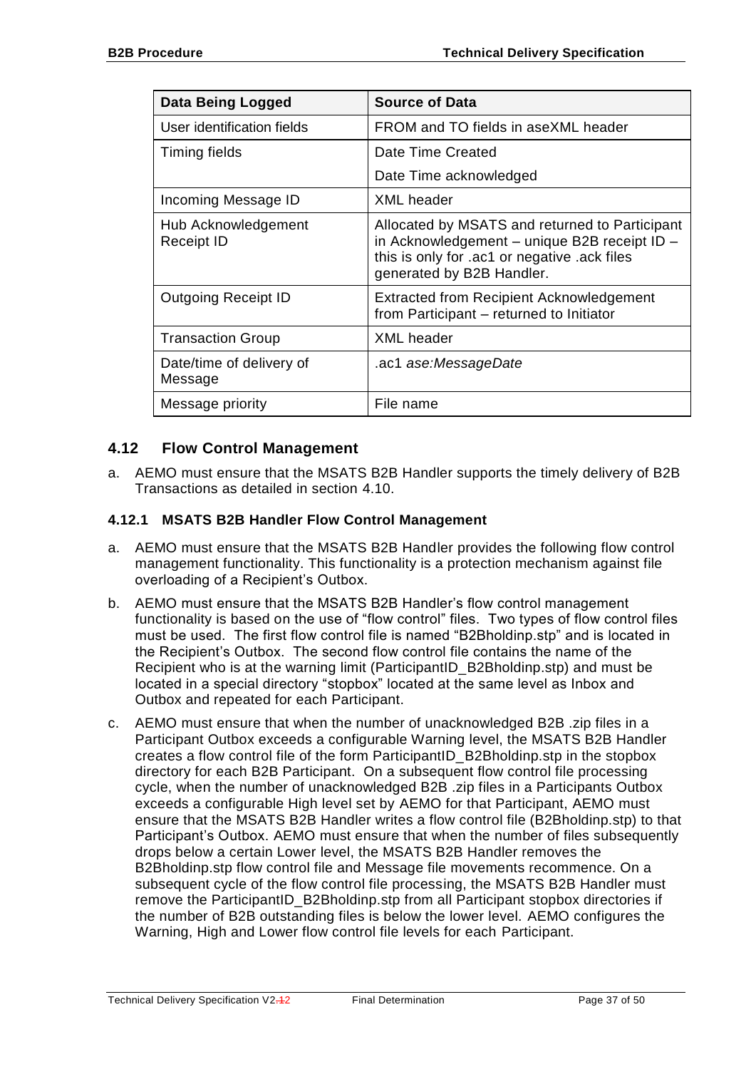| Data Being Logged | Source of Data |
|---|---|
| User identification fields | FROM and TO fields in aseXML header |
| Timing fields | Date Time Created<br>Date Time acknowledged |
| Incoming Message ID | XML header |
| Hub Acknowledgement Receipt ID | Allocated by MSATS and returned to Participant in Acknowledgement – unique B2B receipt ID – this is only for .ac1 or negative .ack files generated by B2B Handler. |
| Outgoing Receipt ID | Extracted from Recipient Acknowledgement from Participant – returned to Initiator |
| Transaction Group | XML header |
| Date/time of delivery of Message | .ac1 *ase:MessageDate* |
| Message priority | File name |

## 4.12 Flow Control Management

a. AEMO must ensure that the MSATS B2B Handler supports the timely delivery of B2B Transactions as detailed in section 4.10.

### 4.12.1 MSATS B2B Handler Flow Control Management

a. AEMO must ensure that the MSATS B2B Handler provides the following flow control management functionality. This functionality is a protection mechanism against file overloading of a Recipient's Outbox.

b. AEMO must ensure that the MSATS B2B Handler's flow control management functionality is based on the use of "flow control" files. Two types of flow control files must be used. The first flow control file is named "B2Bholdinp.stp" and is located in the Recipient's Outbox. The second flow control file contains the name of the Recipient who is at the warning limit (ParticipantID_B2Bholdinp.stp) and must be located in a special directory "stopbox" located at the same level as Inbox and Outbox and repeated for each Participant.

c. AEMO must ensure that when the number of unacknowledged B2B .zip files in a Participant Outbox exceeds a configurable Warning level, the MSATS B2B Handler creates a flow control file of the form ParticipantID_B2Bholdinp.stp in the stopbox directory for each B2B Participant. On a subsequent flow control file processing cycle, when the number of unacknowledged B2B .zip files in a Participants Outbox exceeds a configurable High level set by AEMO for that Participant, AEMO must ensure that the MSATS B2B Handler writes a flow control file (B2Bholdinp.stp) to that Participant's Outbox. AEMO must ensure that when the number of files subsequently drops below a certain Lower level, the MSATS B2B Handler removes the B2Bholdinp.stp flow control file and Message file movements recommence. On a subsequent cycle of the flow control file processing, the MSATS B2B Handler must remove the ParticipantID_B2Bholdinp.stp from all Participant stopbox directories if the number of B2B outstanding files is below the lower level. AEMO configures the Warning, High and Lower flow control file levels for each Participant.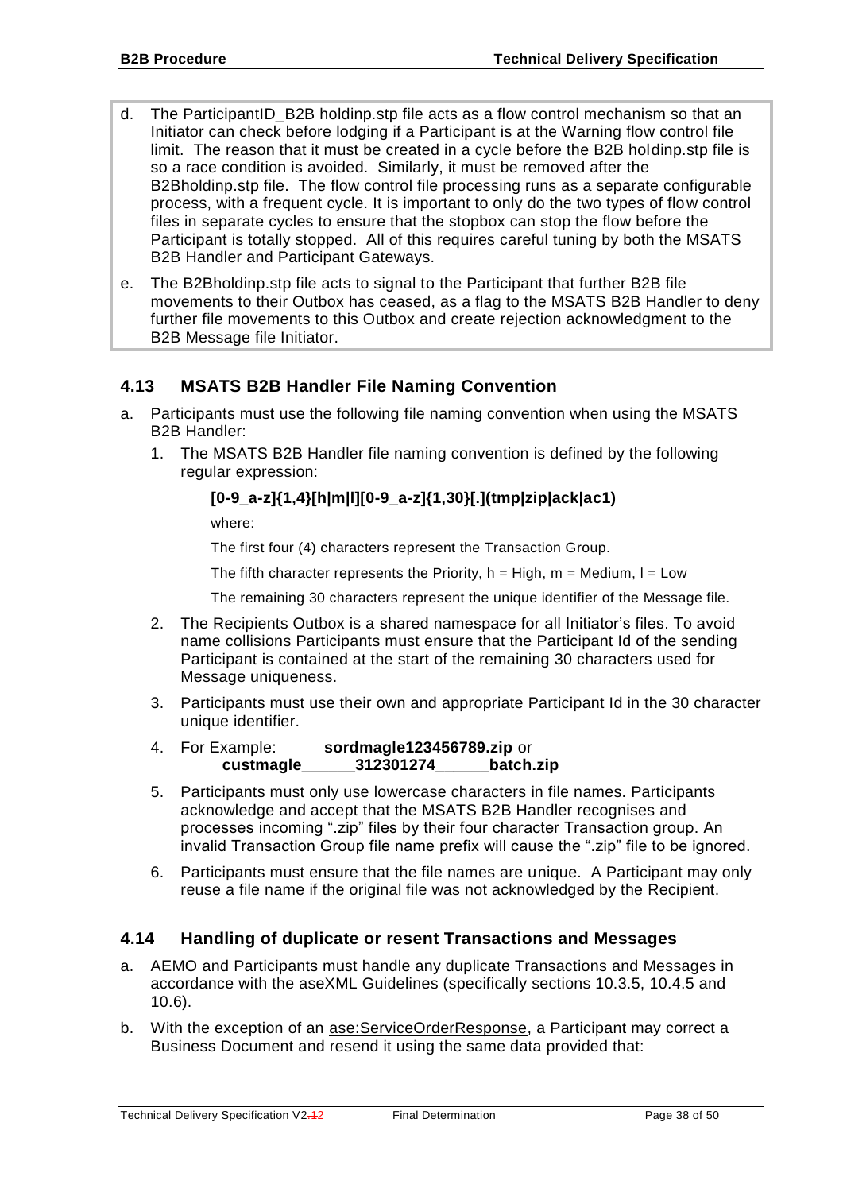d. The ParticipantID_B2B holdinp.stp file acts as a flow control mechanism so that an Initiator can check before lodging if a Participant is at the Warning flow control file limit. The reason that it must be created in a cycle before the B2B holdinp.stp file is so a race condition is avoided. Similarly, it must be removed after the B2Bholdinp.stp file. The flow control file processing runs as a separate configurable process, with a frequent cycle. It is important to only do the two types of flow control files in separate cycles to ensure that the stopbox can stop the flow before the Participant is totally stopped. All of this requires careful tuning by both the MSATS B2B Handler and Participant Gateways.

e. The B2Bholdinp.stp file acts to signal to the Participant that further B2B file movements to their Outbox has ceased, as a flag to the MSATS B2B Handler to deny further file movements to this Outbox and create rejection acknowledgment to the B2B Message file Initiator.

## 4.13 MSATS B2B Handler File Naming Convention

a. Participants must use the following file naming convention when using the MSATS B2B Handler:

   1. The MSATS B2B Handler file naming convention is defined by the following regular expression:

      **[0-9_a-z]{1,4}[h|m|l][0-9_a-z]{1,30}[.](tmp|zip|ack|ac1)**

      where:

      The first four (4) characters represent the Transaction Group.

      The fifth character represents the Priority, h = High, m = Medium, l = Low

      The remaining 30 characters represent the unique identifier of the Message file.

   2. The Recipients Outbox is a shared namespace for all Initiator's files. To avoid name collisions Participants must ensure that the Participant Id of the sending Participant is contained at the start of the remaining 30 characters used for Message uniqueness.

   3. Participants must use their own and appropriate Participant Id in the 30 character unique identifier.

   4. For Example: **sordmagle123456789.zip** or **custmagle______312301274______batch.zip**

   5. Participants must only use lowercase characters in file names. Participants acknowledge and accept that the MSATS B2B Handler recognises and processes incoming ".zip" files by their four character Transaction group. An invalid Transaction Group file name prefix will cause the ".zip" file to be ignored.

   6. Participants must ensure that the file names are unique. A Participant may only reuse a file name if the original file was not acknowledged by the Recipient.

## 4.14 Handling of duplicate or resent Transactions and Messages

a. AEMO and Participants must handle any duplicate Transactions and Messages in accordance with the aseXML Guidelines (specifically sections 10.3.5, 10.4.5 and 10.6).

b. With the exception of an ase:ServiceOrderResponse, a Participant may correct a Business Document and resend it using the same data provided that: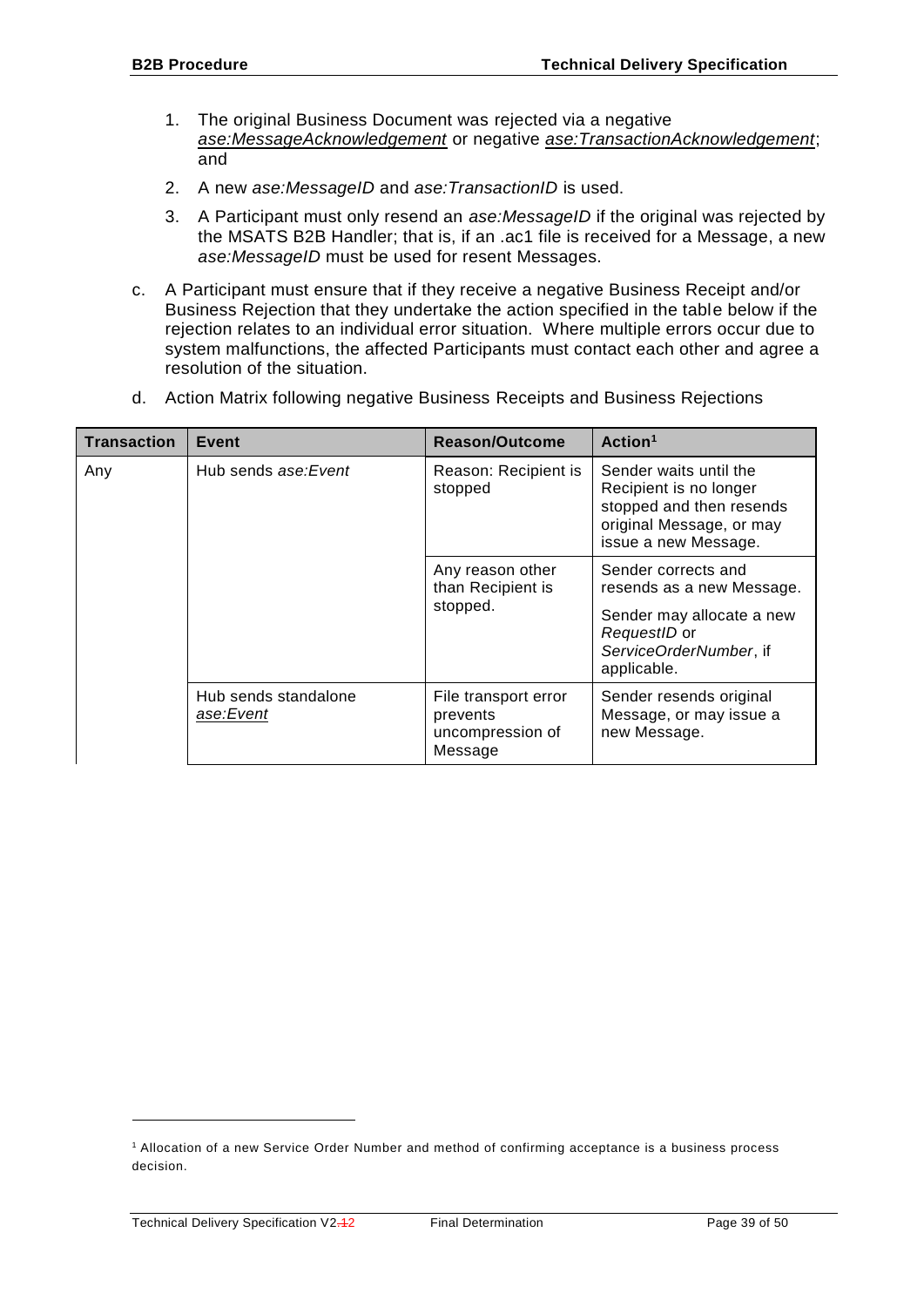1. The original Business Document was rejected via a negative <u>*ase:MessageAcknowledgement*</u> or negative <u>*ase:TransactionAcknowledgement*</u>; and
2. A new *ase:MessageID* and *ase:TransactionID* is used.
3. A Participant must only resend an *ase:MessageID* if the original was rejected by the MSATS B2B Handler; that is, if an .ac1 file is received for a Message, a new *ase:MessageID* must be used for resent Messages.

c. A Participant must ensure that if they receive a negative Business Receipt and/or Business Rejection that they undertake the action specified in the table below if the rejection relates to an individual error situation. Where multiple errors occur due to system malfunctions, the affected Participants must contact each other and agree a resolution of the situation.

d. Action Matrix following negative Business Receipts and Business Rejections

| Transaction | Event | Reason/Outcome | Action[1] |
|---|---|---|---|
| Any | Hub sends *ase:Event* | Reason: Recipient is stopped | Sender waits until the Recipient is no longer stopped and then resends original Message, or may issue a new Message. |
| | | Any reason other than Recipient is stopped. | Sender corrects and resends as a new Message.<br>Sender may allocate a new *RequestID* or *ServiceOrderNumber*, if applicable. |
| | Hub sends standalone <u>*ase:Event*</u> | File transport error prevents uncompression of Message | Sender resends original Message, or may issue a new Message. |

[1] Allocation of a new Service Order Number and method of confirming acceptance is a business process decision.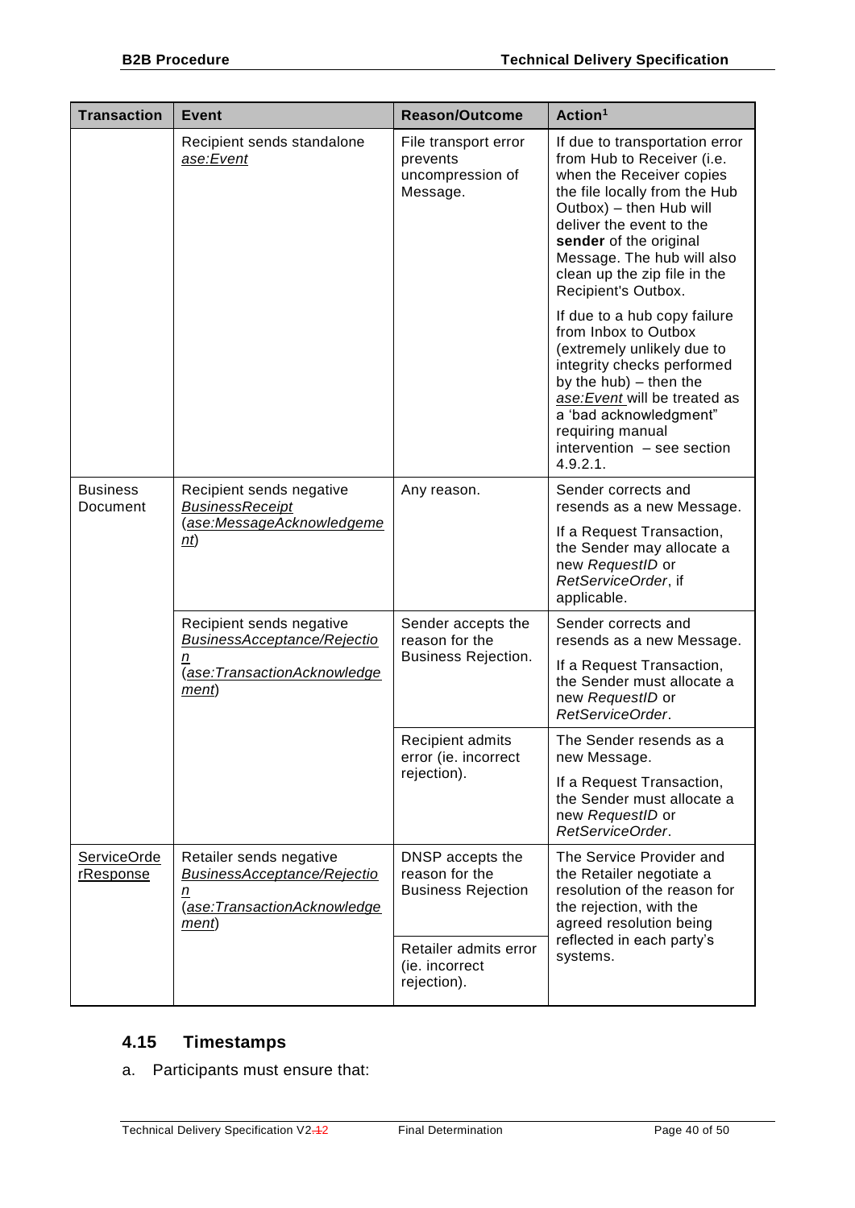| Transaction | Event | Reason/Outcome | Action[1] |
|---|---|---|---|
| | Recipient sends standalone *ase:Event* | File transport error prevents uncompression of Message. | If due to transportation error from Hub to Receiver (i.e. when the Receiver copies the file locally from the Hub Outbox) – then Hub will deliver the event to the **sender** of the original Message. The hub will also clean up the zip file in the Recipient's Outbox.<br><br>If due to a hub copy failure from Inbox to Outbox (extremely unlikely due to integrity checks performed by the hub) – then the *ase:Event* will be treated as a 'bad acknowledgment" requiring manual intervention – see section 4.9.2.1. |
| Business Document | Recipient sends negative *BusinessReceipt* (*ase:MessageAcknowledgement*) | Any reason. | Sender corrects and resends as a new Message.<br><br>If a Request Transaction, the Sender may allocate a new *RequestID* or *RetServiceOrder*, if applicable. |
| | Recipient sends negative *BusinessAcceptance/Rejection* (*ase:TransactionAcknowledgement*) | Sender accepts the reason for the Business Rejection. | Sender corrects and resends as a new Message.<br><br>If a Request Transaction, the Sender must allocate a new *RequestID* or *RetServiceOrder*. |
| | | Recipient admits error (ie. incorrect rejection). | The Sender resends as a new Message.<br><br>If a Request Transaction, the Sender must allocate a new *RequestID* or *RetServiceOrder*. |
| ServiceOrderResponse | Retailer sends negative *BusinessAcceptance/Rejection* (*ase:TransactionAcknowledgement*) | DNSP accepts the reason for the Business Rejection | The Service Provider and the Retailer negotiate a resolution of the reason for the rejection, with the agreed resolution being reflected in each party's systems. |
| | | Retailer admits error (ie. incorrect rejection). | |

## 4.15 Timestamps

a. Participants must ensure that: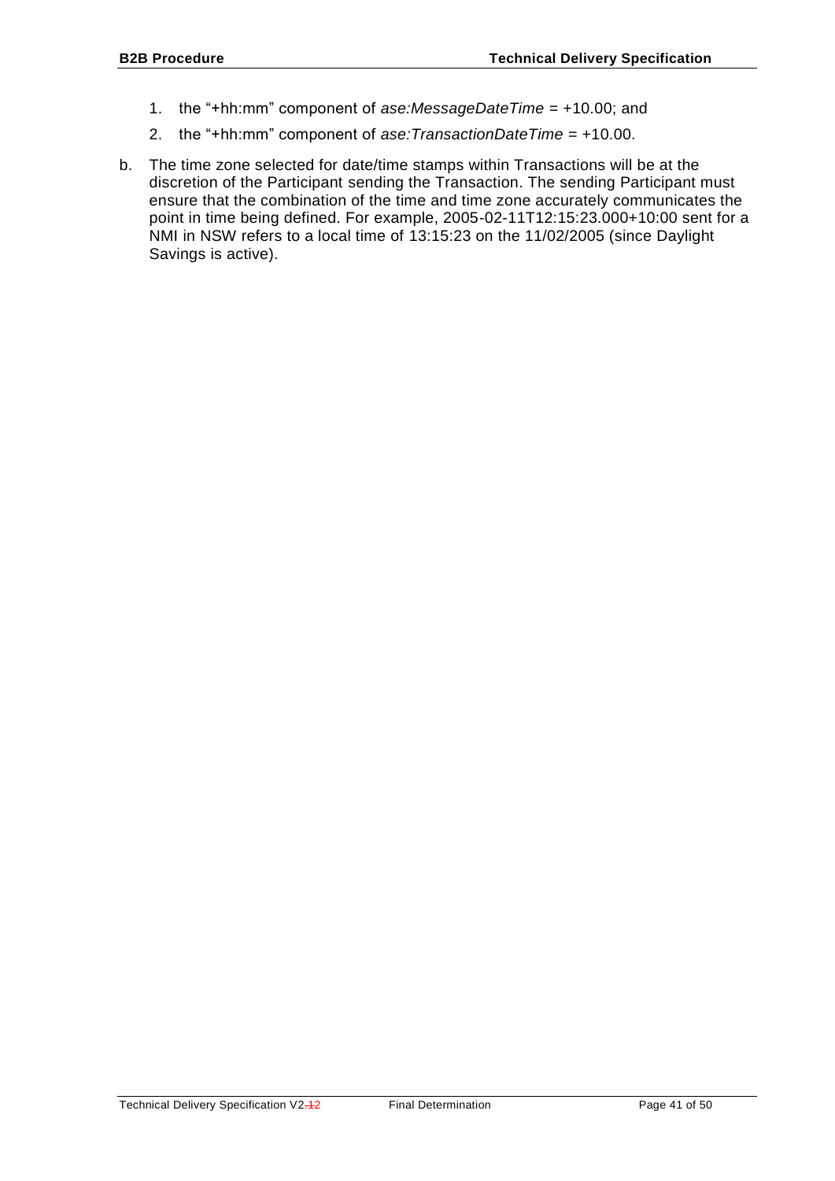1. the "+hh:mm" component of *ase:MessageDateTime* = +10.00; and
2. the "+hh:mm" component of *ase:TransactionDateTime* = +10.00.

b. The time zone selected for date/time stamps within Transactions will be at the discretion of the Participant sending the Transaction. The sending Participant must ensure that the combination of the time and time zone accurately communicates the point in time being defined. For example, 2005-02-11T12:15:23.000+10:00 sent for a NMI in NSW refers to a local time of 13:15:23 on the 11/02/2005 (since Daylight Savings is active).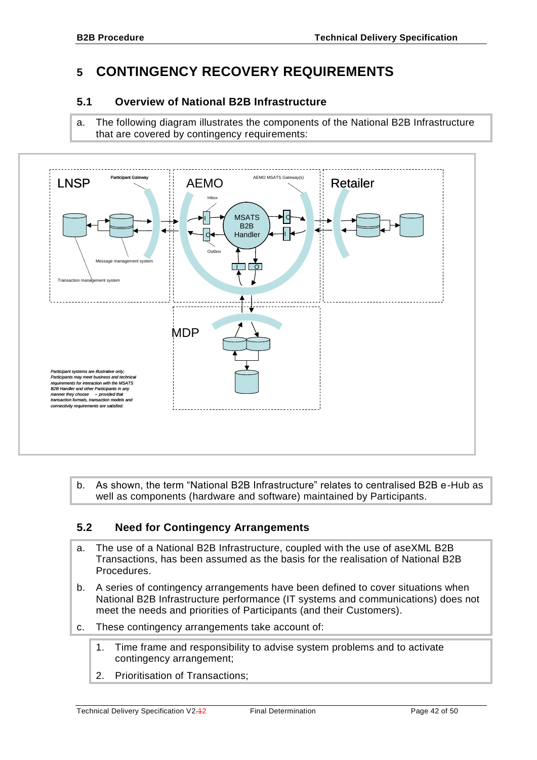# 5 CONTINGENCY RECOVERY REQUIREMENTS

## 5.1 Overview of National B2B Infrastructure

a. The following diagram illustrates the components of the National B2B Infrastructure that are covered by contingency requirements:

b. As shown, the term "National B2B Infrastructure" relates to centralised B2B e-Hub as well as components (hardware and software) maintained by Participants.

## 5.2 Need for Contingency Arrangements

a. The use of a National B2B Infrastructure, coupled with the use of aseXML B2B Transactions, has been assumed as the basis for the realisation of National B2B Procedures.

b. A series of contingency arrangements have been defined to cover situations when National B2B Infrastructure performance (IT systems and communications) does not meet the needs and priorities of Participants (and their Customers).

c. These contingency arrangements take account of:

   1. Time frame and responsibility to advise system problems and to activate contingency arrangement;
   2. Prioritisation of Transactions;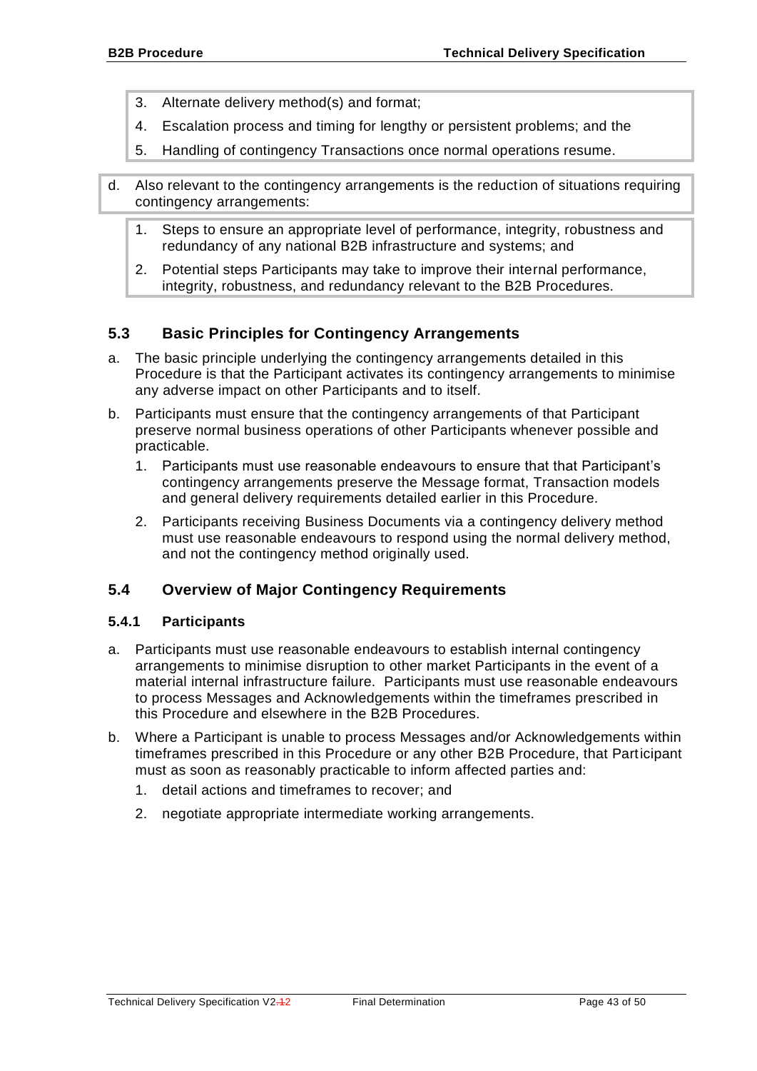3. Alternate delivery method(s) and format;
4. Escalation process and timing for lengthy or persistent problems; and the
5. Handling of contingency Transactions once normal operations resume.

d. Also relevant to the contingency arrangements is the reduction of situations requiring contingency arrangements:

   1. Steps to ensure an appropriate level of performance, integrity, robustness and redundancy of any national B2B infrastructure and systems; and
   2. Potential steps Participants may take to improve their internal performance, integrity, robustness, and redundancy relevant to the B2B Procedures.

## 5.3 Basic Principles for Contingency Arrangements

a. The basic principle underlying the contingency arrangements detailed in this Procedure is that the Participant activates its contingency arrangements to minimise any adverse impact on other Participants and to itself.

b. Participants must ensure that the contingency arrangements of that Participant preserve normal business operations of other Participants whenever possible and practicable.

   1. Participants must use reasonable endeavours to ensure that that Participant's contingency arrangements preserve the Message format, Transaction models and general delivery requirements detailed earlier in this Procedure.
   2. Participants receiving Business Documents via a contingency delivery method must use reasonable endeavours to respond using the normal delivery method, and not the contingency method originally used.

## 5.4 Overview of Major Contingency Requirements

### 5.4.1 Participants

a. Participants must use reasonable endeavours to establish internal contingency arrangements to minimise disruption to other market Participants in the event of a material internal infrastructure failure. Participants must use reasonable endeavours to process Messages and Acknowledgements within the timeframes prescribed in this Procedure and elsewhere in the B2B Procedures.

b. Where a Participant is unable to process Messages and/or Acknowledgements within timeframes prescribed in this Procedure or any other B2B Procedure, that Participant must as soon as reasonably practicable to inform affected parties and:

   1. detail actions and timeframes to recover; and
   2. negotiate appropriate intermediate working arrangements.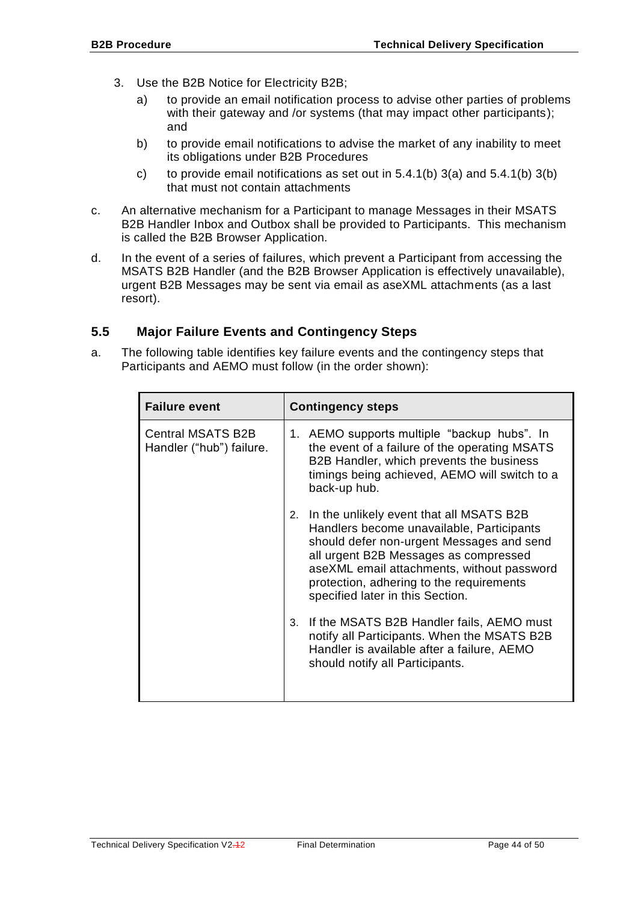3. Use the B2B Notice for Electricity B2B;
   a) to provide an email notification process to advise other parties of problems with their gateway and /or systems (that may impact other participants); and
   b) to provide email notifications to advise the market of any inability to meet its obligations under B2B Procedures
   c) to provide email notifications as set out in 5.4.1(b) 3(a) and 5.4.1(b) 3(b) that must not contain attachments

c. An alternative mechanism for a Participant to manage Messages in their MSATS B2B Handler Inbox and Outbox shall be provided to Participants. This mechanism is called the B2B Browser Application.

d. In the event of a series of failures, which prevent a Participant from accessing the MSATS B2B Handler (and the B2B Browser Application is effectively unavailable), urgent B2B Messages may be sent via email as aseXML attachments (as a last resort).

## 5.5 Major Failure Events and Contingency Steps

a. The following table identifies key failure events and the contingency steps that Participants and AEMO must follow (in the order shown):

| Failure event | Contingency steps |
|---|---|
| Central MSATS B2B Handler ("hub") failure. | 1. AEMO supports multiple "backup hubs". In the event of a failure of the operating MSATS B2B Handler, which prevents the business timings being achieved, AEMO will switch to a back-up hub.<br><br>2. In the unlikely event that all MSATS B2B Handlers become unavailable, Participants should defer non-urgent Messages and send all urgent B2B Messages as compressed aseXML email attachments, without password protection, adhering to the requirements specified later in this Section.<br><br>3. If the MSATS B2B Handler fails, AEMO must notify all Participants. When the MSATS B2B Handler is available after a failure, AEMO should notify all Participants. |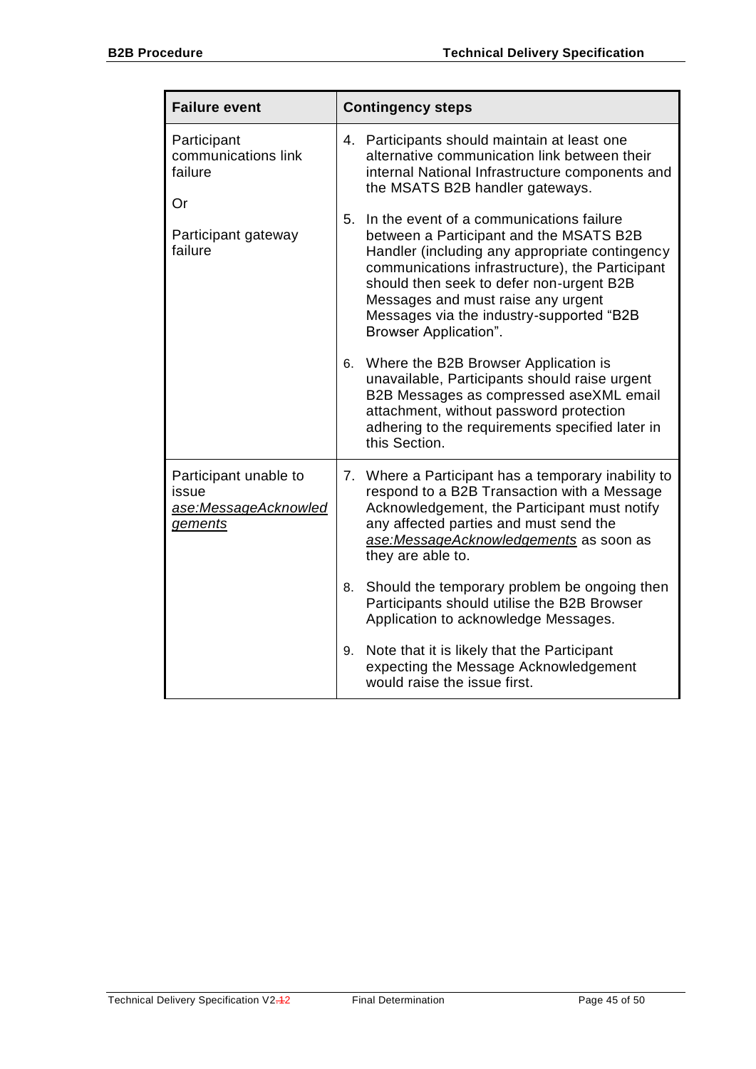| Failure event | Contingency steps |
|---|---|
| Participant communications link failure<br><br>Or<br><br>Participant gateway failure | 4. Participants should maintain at least one alternative communication link between their internal National Infrastructure components and the MSATS B2B handler gateways.<br><br>5. In the event of a communications failure between a Participant and the MSATS B2B Handler (including any appropriate contingency communications infrastructure), the Participant should then seek to defer non-urgent B2B Messages and must raise any urgent Messages via the industry-supported "B2B Browser Application".<br><br>6. Where the B2B Browser Application is unavailable, Participants should raise urgent B2B Messages as compressed aseXML email attachment, without password protection adhering to the requirements specified later in this Section. |
| Participant unable to issue *ase:MessageAcknowledgements* | 7. Where a Participant has a temporary inability to respond to a B2B Transaction with a Message Acknowledgement, the Participant must notify any affected parties and must send the *ase:MessageAcknowledgements* as soon as they are able to.<br><br>8. Should the temporary problem be ongoing then Participants should utilise the B2B Browser Application to acknowledge Messages.<br><br>9. Note that it is likely that the Participant expecting the Message Acknowledgement would raise the issue first. |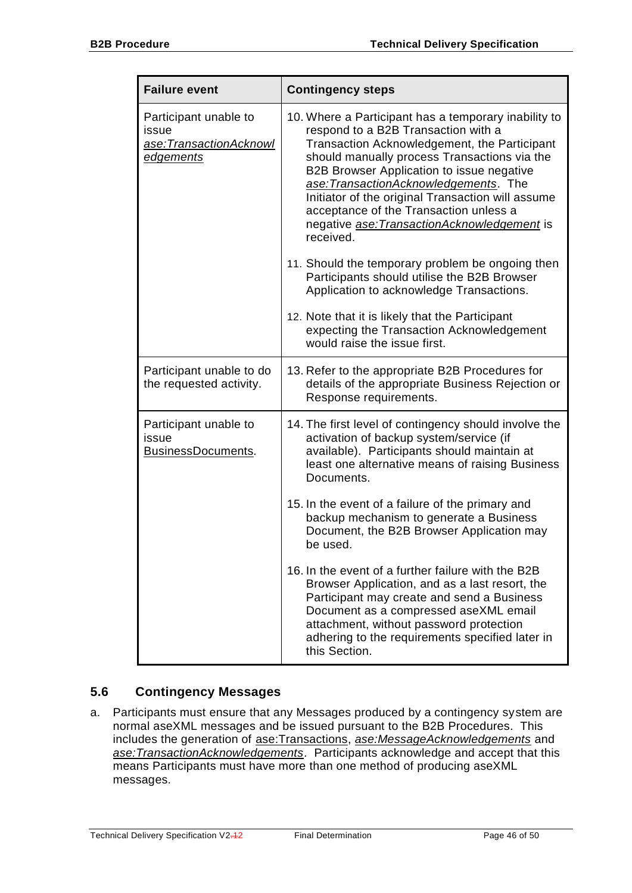| Failure event | Contingency steps |
|---|---|
| Participant unable to issue *ase:TransactionAcknowledgements* | 10. Where a Participant has a temporary inability to respond to a B2B Transaction with a Transaction Acknowledgement, the Participant should manually process Transactions via the B2B Browser Application to issue negative *ase:TransactionAcknowledgements*. The Initiator of the original Transaction will assume acceptance of the Transaction unless a negative *ase:TransactionAcknowledgement* is received.<br><br>11. Should the temporary problem be ongoing then Participants should utilise the B2B Browser Application to acknowledge Transactions.<br><br>12. Note that it is likely that the Participant expecting the Transaction Acknowledgement would raise the issue first. |
| Participant unable to do the requested activity. | 13. Refer to the appropriate B2B Procedures for details of the appropriate Business Rejection or Response requirements. |
| Participant unable to issue BusinessDocuments. | 14. The first level of contingency should involve the activation of backup system/service (if available). Participants should maintain at least one alternative means of raising Business Documents.<br><br>15. In the event of a failure of the primary and backup mechanism to generate a Business Document, the B2B Browser Application may be used.<br><br>16. In the event of a further failure with the B2B Browser Application, and as a last resort, the Participant may create and send a Business Document as a compressed aseXML email attachment, without password protection adhering to the requirements specified later in this Section. |

## 5.6 Contingency Messages

a. Participants must ensure that any Messages produced by a contingency system are normal aseXML messages and be issued pursuant to the B2B Procedures. This includes the generation of ase:Transactions, *ase:MessageAcknowledgements* and *ase:TransactionAcknowledgements*. Participants acknowledge and accept that this means Participants must have more than one method of producing aseXML messages.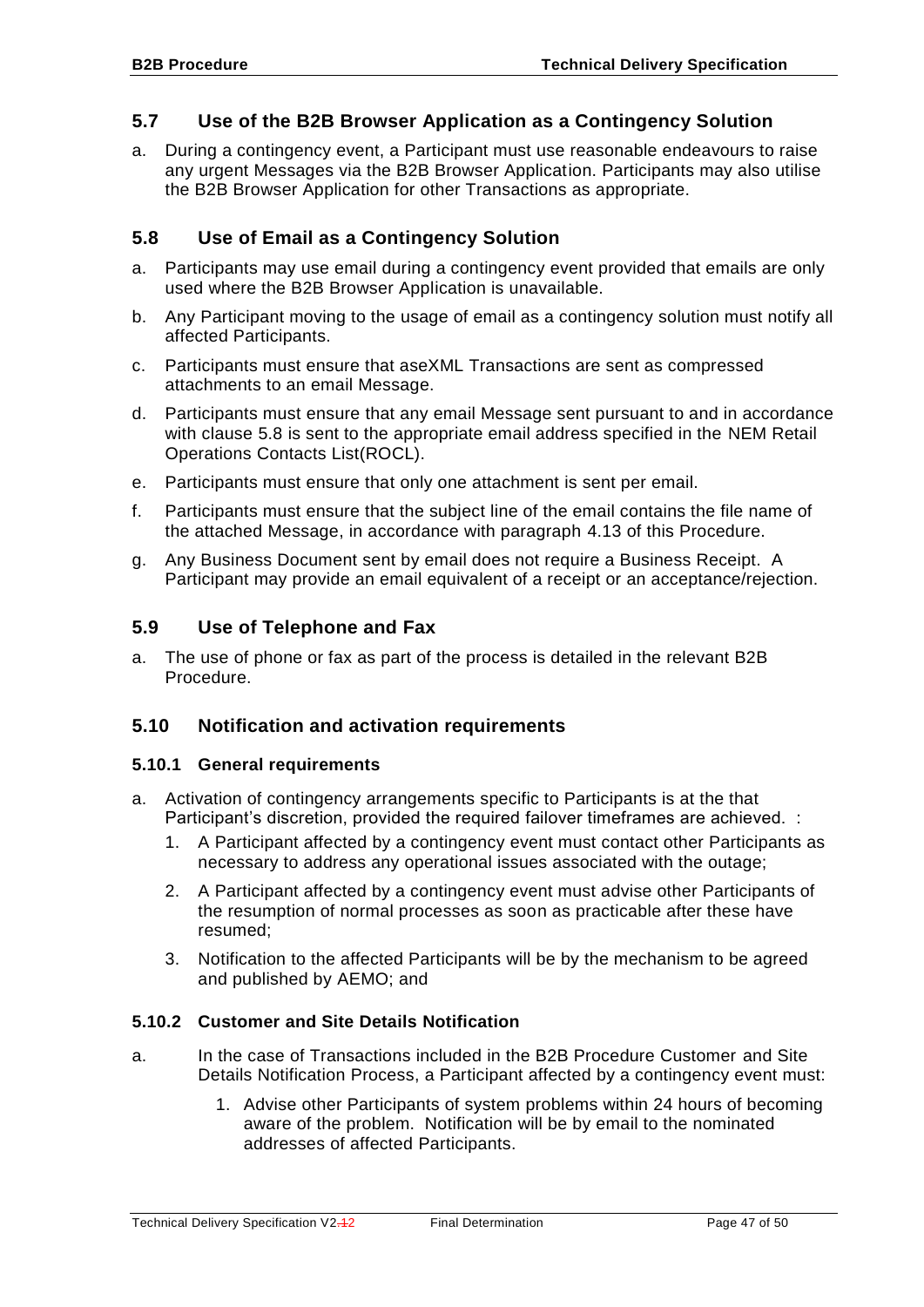## 5.7 Use of the B2B Browser Application as a Contingency Solution

a. During a contingency event, a Participant must use reasonable endeavours to raise any urgent Messages via the B2B Browser Application. Participants may also utilise the B2B Browser Application for other Transactions as appropriate.

## 5.8 Use of Email as a Contingency Solution

a. Participants may use email during a contingency event provided that emails are only used where the B2B Browser Application is unavailable.

b. Any Participant moving to the usage of email as a contingency solution must notify all affected Participants.

c. Participants must ensure that aseXML Transactions are sent as compressed attachments to an email Message.

d. Participants must ensure that any email Message sent pursuant to and in accordance with clause 5.8 is sent to the appropriate email address specified in the NEM Retail Operations Contacts List(ROCL).

e. Participants must ensure that only one attachment is sent per email.

f. Participants must ensure that the subject line of the email contains the file name of the attached Message, in accordance with paragraph 4.13 of this Procedure.

g. Any Business Document sent by email does not require a Business Receipt. A Participant may provide an email equivalent of a receipt or an acceptance/rejection.

## 5.9 Use of Telephone and Fax

a. The use of phone or fax as part of the process is detailed in the relevant B2B Procedure.

## 5.10 Notification and activation requirements

### 5.10.1 General requirements

a. Activation of contingency arrangements specific to Participants is at the that Participant's discretion, provided the required failover timeframes are achieved. :

   1. A Participant affected by a contingency event must contact other Participants as necessary to address any operational issues associated with the outage;

   2. A Participant affected by a contingency event must advise other Participants of the resumption of normal processes as soon as practicable after these have resumed;

   3. Notification to the affected Participants will be by the mechanism to be agreed and published by AEMO; and

### 5.10.2 Customer and Site Details Notification

a. In the case of Transactions included in the B2B Procedure Customer and Site Details Notification Process, a Participant affected by a contingency event must:

   1. Advise other Participants of system problems within 24 hours of becoming aware of the problem. Notification will be by email to the nominated addresses of affected Participants.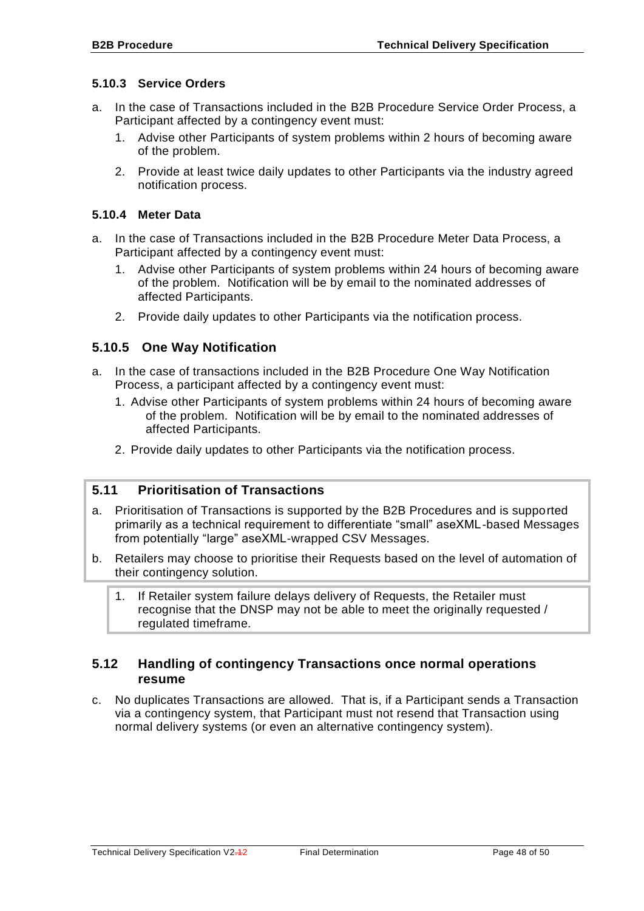#### 5.10.3 Service Orders

a. In the case of Transactions included in the B2B Procedure Service Order Process, a Participant affected by a contingency event must:

   1. Advise other Participants of system problems within 2 hours of becoming aware of the problem.

   2. Provide at least twice daily updates to other Participants via the industry agreed notification process.

#### 5.10.4 Meter Data

a. In the case of Transactions included in the B2B Procedure Meter Data Process, a Participant affected by a contingency event must:

   1. Advise other Participants of system problems within 24 hours of becoming aware of the problem. Notification will be by email to the nominated addresses of affected Participants.

   2. Provide daily updates to other Participants via the notification process.

### 5.10.5 One Way Notification

a. In the case of transactions included in the B2B Procedure One Way Notification Process, a participant affected by a contingency event must:

   1. Advise other Participants of system problems within 24 hours of becoming aware of the problem. Notification will be by email to the nominated addresses of affected Participants.

   2. Provide daily updates to other Participants via the notification process.

### 5.11 Prioritisation of Transactions

a. Prioritisation of Transactions is supported by the B2B Procedures and is supported primarily as a technical requirement to differentiate "small" aseXML-based Messages from potentially "large" aseXML-wrapped CSV Messages.

b. Retailers may choose to prioritise their Requests based on the level of automation of their contingency solution.

   1. If Retailer system failure delays delivery of Requests, the Retailer must recognise that the DNSP may not be able to meet the originally requested / regulated timeframe.

### 5.12 Handling of contingency Transactions once normal operations resume

c. No duplicates Transactions are allowed. That is, if a Participant sends a Transaction via a contingency system, that Participant must not resend that Transaction using normal delivery systems (or even an alternative contingency system).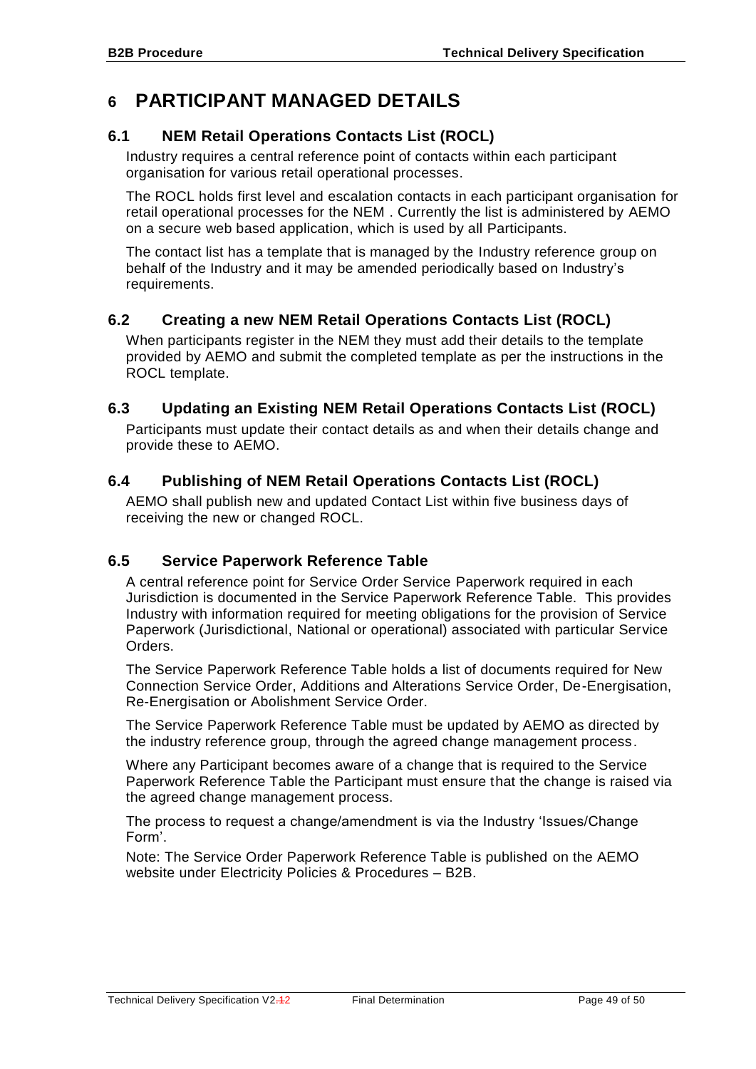# 6 PARTICIPANT MANAGED DETAILS

## 6.1 NEM Retail Operations Contacts List (ROCL)

Industry requires a central reference point of contacts within each participant organisation for various retail operational processes.

The ROCL holds first level and escalation contacts in each participant organisation for retail operational processes for the NEM . Currently the list is administered by AEMO on a secure web based application, which is used by all Participants.

The contact list has a template that is managed by the Industry reference group on behalf of the Industry and it may be amended periodically based on Industry's requirements.

## 6.2 Creating a new NEM Retail Operations Contacts List (ROCL)

When participants register in the NEM they must add their details to the template provided by AEMO and submit the completed template as per the instructions in the ROCL template.

## 6.3 Updating an Existing NEM Retail Operations Contacts List (ROCL)

Participants must update their contact details as and when their details change and provide these to AEMO.

## 6.4 Publishing of NEM Retail Operations Contacts List (ROCL)

AEMO shall publish new and updated Contact List within five business days of receiving the new or changed ROCL.

## 6.5 Service Paperwork Reference Table

A central reference point for Service Order Service Paperwork required in each Jurisdiction is documented in the Service Paperwork Reference Table. This provides Industry with information required for meeting obligations for the provision of Service Paperwork (Jurisdictional, National or operational) associated with particular Service Orders.

The Service Paperwork Reference Table holds a list of documents required for New Connection Service Order, Additions and Alterations Service Order, De-Energisation, Re-Energisation or Abolishment Service Order.

The Service Paperwork Reference Table must be updated by AEMO as directed by the industry reference group, through the agreed change management process.

Where any Participant becomes aware of a change that is required to the Service Paperwork Reference Table the Participant must ensure that the change is raised via the agreed change management process.

The process to request a change/amendment is via the Industry 'Issues/Change Form'.

Note: The Service Order Paperwork Reference Table is published on the AEMO website under Electricity Policies & Procedures – B2B.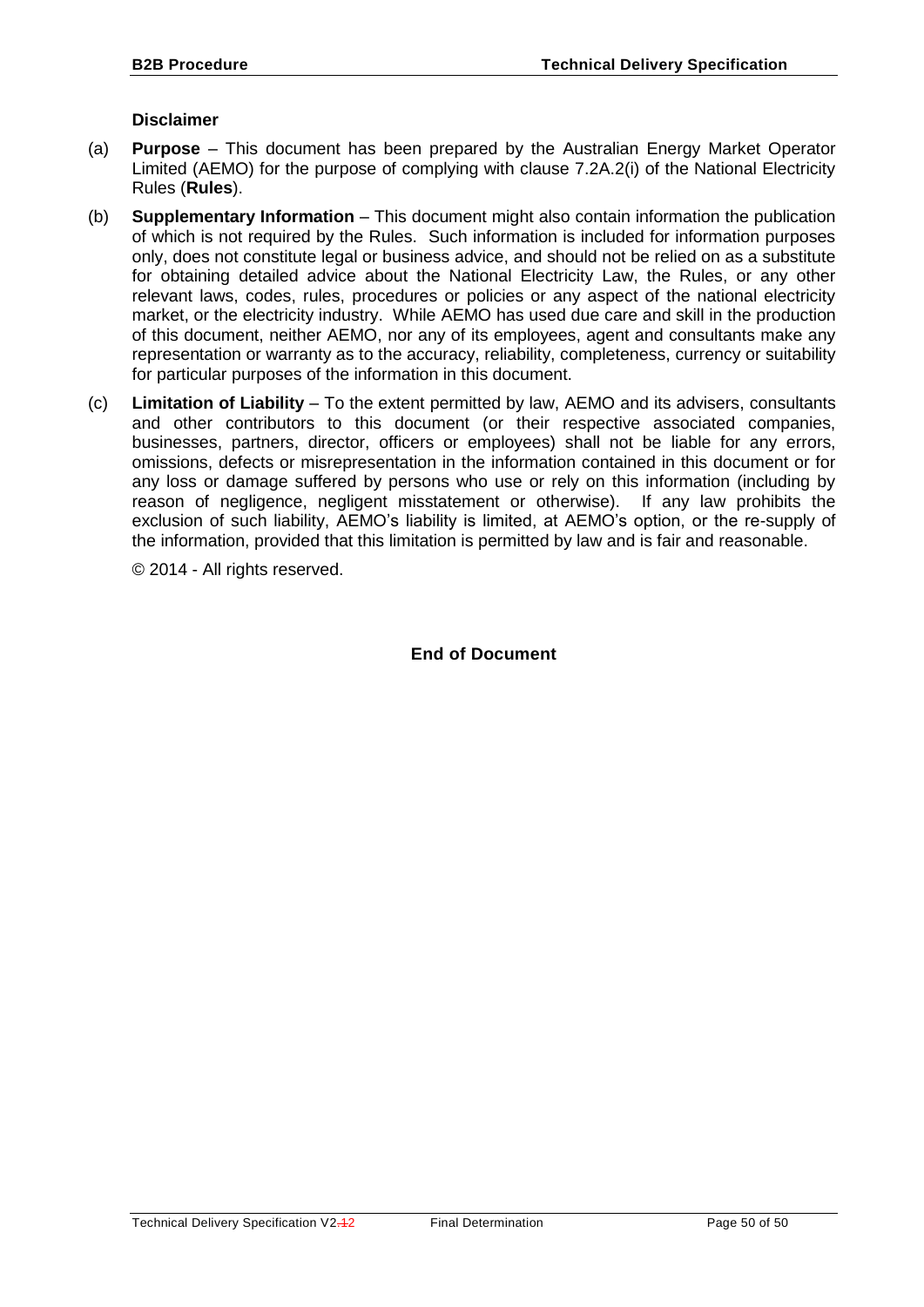**Disclaimer**

(a) **Purpose** – This document has been prepared by the Australian Energy Market Operator Limited (AEMO) for the purpose of complying with clause 7.2A.2(i) of the National Electricity Rules (**Rules**).

(b) **Supplementary Information** – This document might also contain information the publication of which is not required by the Rules. Such information is included for information purposes only, does not constitute legal or business advice, and should not be relied on as a substitute for obtaining detailed advice about the National Electricity Law, the Rules, or any other relevant laws, codes, rules, procedures or policies or any aspect of the national electricity market, or the electricity industry. While AEMO has used due care and skill in the production of this document, neither AEMO, nor any of its employees, agent and consultants make any representation or warranty as to the accuracy, reliability, completeness, currency or suitability for particular purposes of the information in this document.

(c) **Limitation of Liability** – To the extent permitted by law, AEMO and its advisers, consultants and other contributors to this document (or their respective associated companies, businesses, partners, director, officers or employees) shall not be liable for any errors, omissions, defects or misrepresentation in the information contained in this document or for any loss or damage suffered by persons who use or rely on this information (including by reason of negligence, negligent misstatement or otherwise). If any law prohibits the exclusion of such liability, AEMO's liability is limited, at AEMO's option, or the re-supply of the information, provided that this limitation is permitted by law and is fair and reasonable.

© 2014 - All rights reserved.

**End of Document**